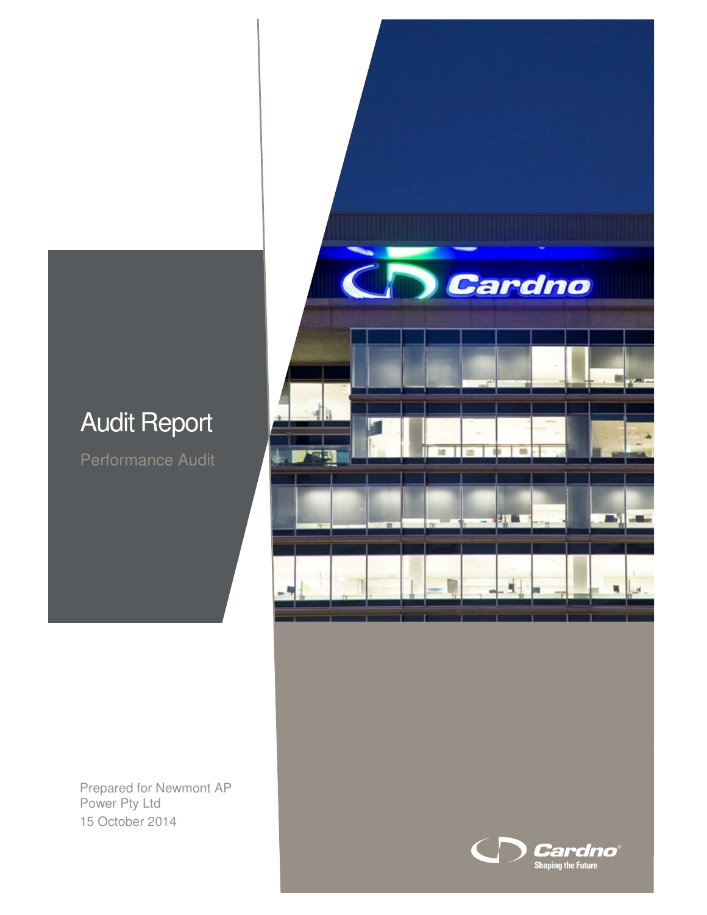# Audit Report

Performance Audit

Prepared for Newmont AP Power Pty Ltd

15 October 2014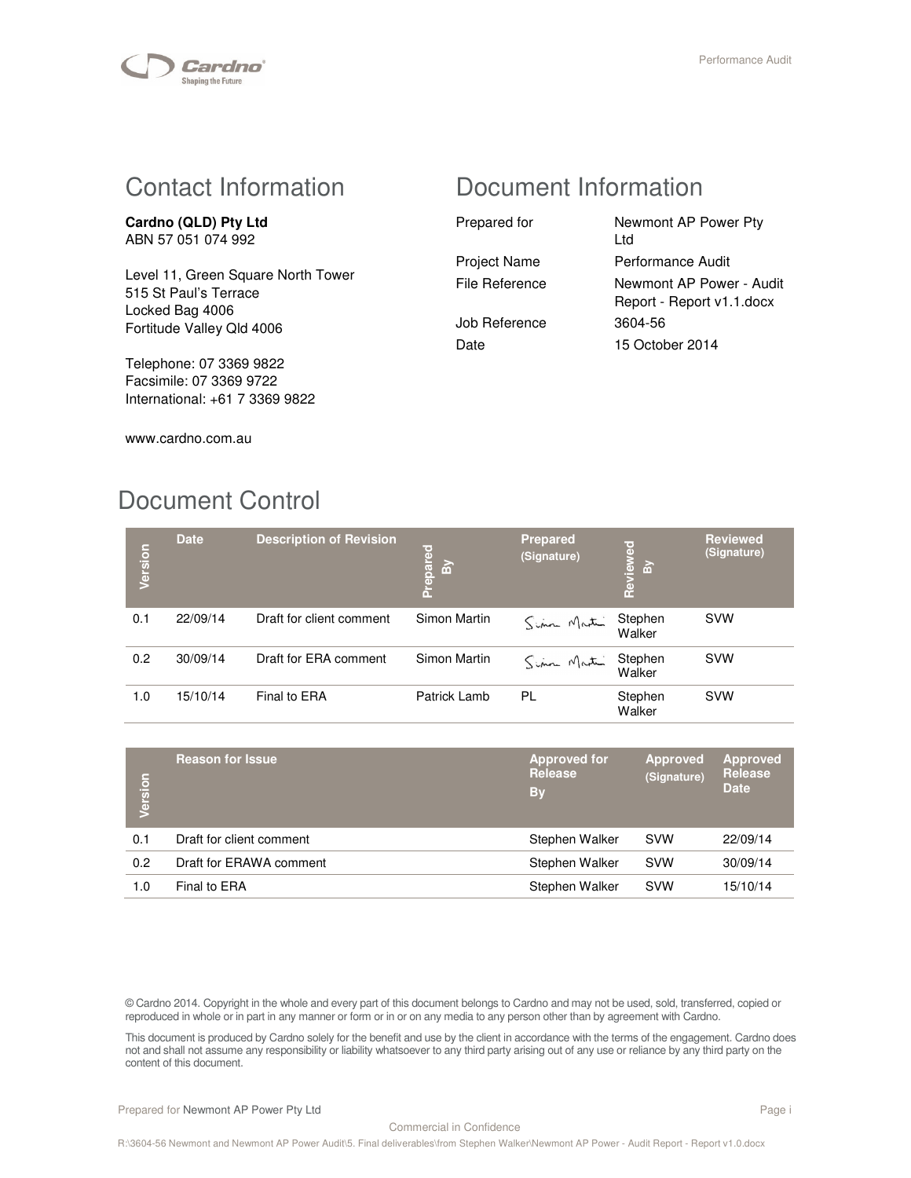## Contact Information

**Cardno (QLD) Pty Ltd**
ABN 57 051 074 992

Level 11, Green Square North Tower
515 St Paul's Terrace
Locked Bag 4006
Fortitude Valley Qld 4006

Telephone: 07 3369 9822
Facsimile: 07 3369 9722
International: +61 7 3369 9822

www.cardno.com.au

## Document Information

| | |
|---|---|
| Prepared for | Newmont AP Power Pty Ltd |
| Project Name | Performance Audit |
| File Reference | Newmont AP Power - Audit Report - Report v1.1.docx |
| Job Reference | 3604-56 |
| Date | 15 October 2014 |

## Document Control

| Version | Date | Description of Revision | Prepared By | Prepared (Signature) | Reviewed By | Reviewed (Signature) |
|---|---|---|---|---|---|---|
| 0.1 | 22/09/14 | Draft for client comment | Simon Martin | Simon Martin | Stephen Walker | SVW |
| 0.2 | 30/09/14 | Draft for ERA comment | Simon Martin | Simon Martin | Stephen Walker | SVW |
| 1.0 | 15/10/14 | Final to ERA | Patrick Lamb | PL | Stephen Walker | SVW |

| Version | Reason for Issue | Approved for Release By | Approved (Signature) | Approved Release Date |
|---|---|---|---|---|
| 0.1 | Draft for client comment | Stephen Walker | SVW | 22/09/14 |
| 0.2 | Draft for ERAWA comment | Stephen Walker | SVW | 30/09/14 |
| 1.0 | Final to ERA | Stephen Walker | SVW | 15/10/14 |

© Cardno 2014. Copyright in the whole and every part of this document belongs to Cardno and may not be used, sold, transferred, copied or reproduced in whole or in part in any manner or form or in or on any media to any person other than by agreement with Cardno.

This document is produced by Cardno solely for the benefit and use by the client in accordance with the terms of the engagement. Cardno does not and shall not assume any responsibility or liability whatsoever to any third party arising out of any use or reliance by any third party on the content of this document.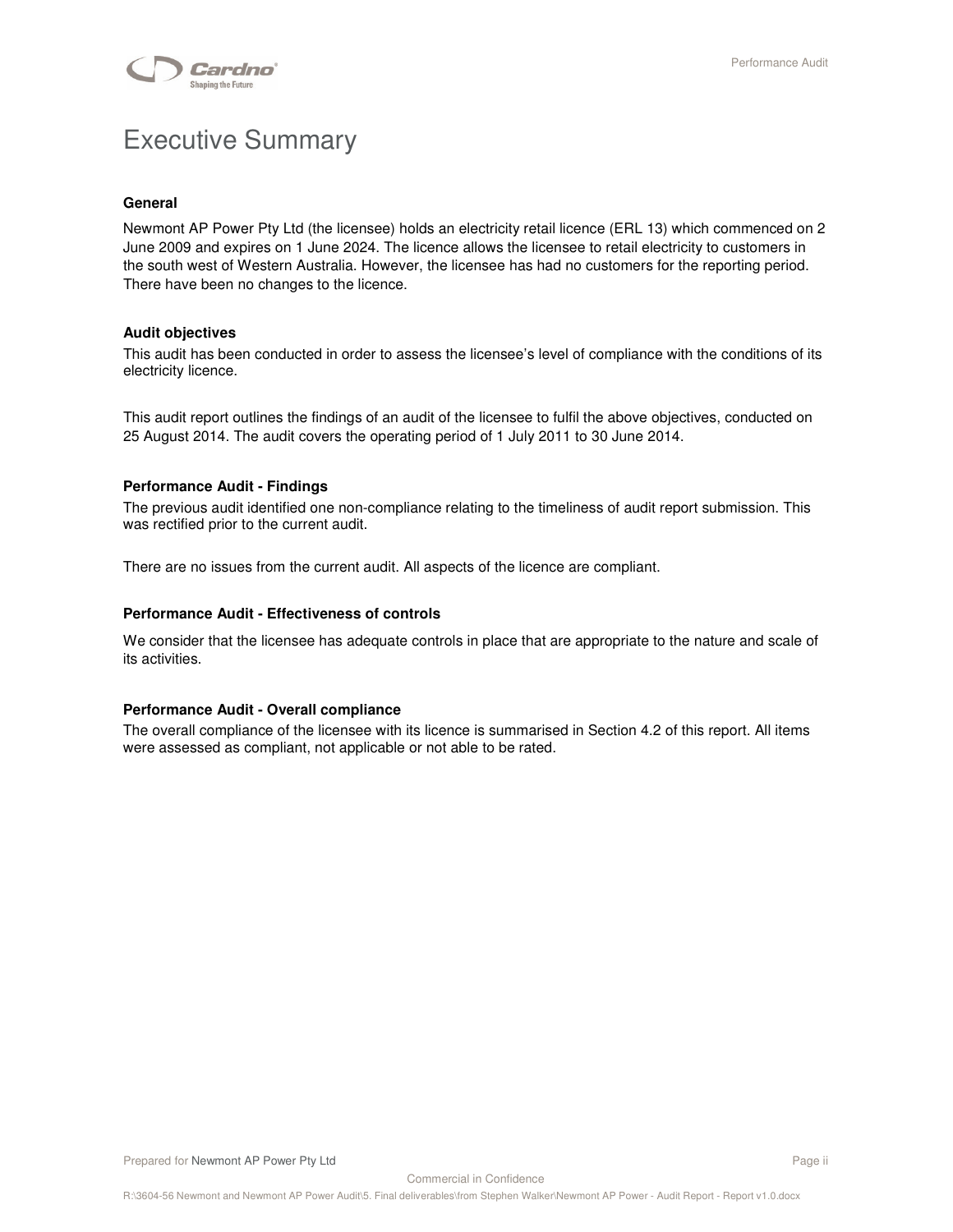# Executive Summary

**General**

Newmont AP Power Pty Ltd (the licensee) holds an electricity retail licence (ERL 13) which commenced on 2 June 2009 and expires on 1 June 2024. The licence allows the licensee to retail electricity to customers in the south west of Western Australia. However, the licensee has had no customers for the reporting period. There have been no changes to the licence.

**Audit objectives**

This audit has been conducted in order to assess the licensee's level of compliance with the conditions of its electricity licence.

This audit report outlines the findings of an audit of the licensee to fulfil the above objectives, conducted on 25 August 2014. The audit covers the operating period of 1 July 2011 to 30 June 2014.

**Performance Audit - Findings**

The previous audit identified one non-compliance relating to the timeliness of audit report submission. This was rectified prior to the current audit.

There are no issues from the current audit. All aspects of the licence are compliant.

**Performance Audit - Effectiveness of controls**

We consider that the licensee has adequate controls in place that are appropriate to the nature and scale of its activities.

**Performance Audit - Overall compliance**

The overall compliance of the licensee with its licence is summarised in Section 4.2 of this report. All items were assessed as compliant, not applicable or not able to be rated.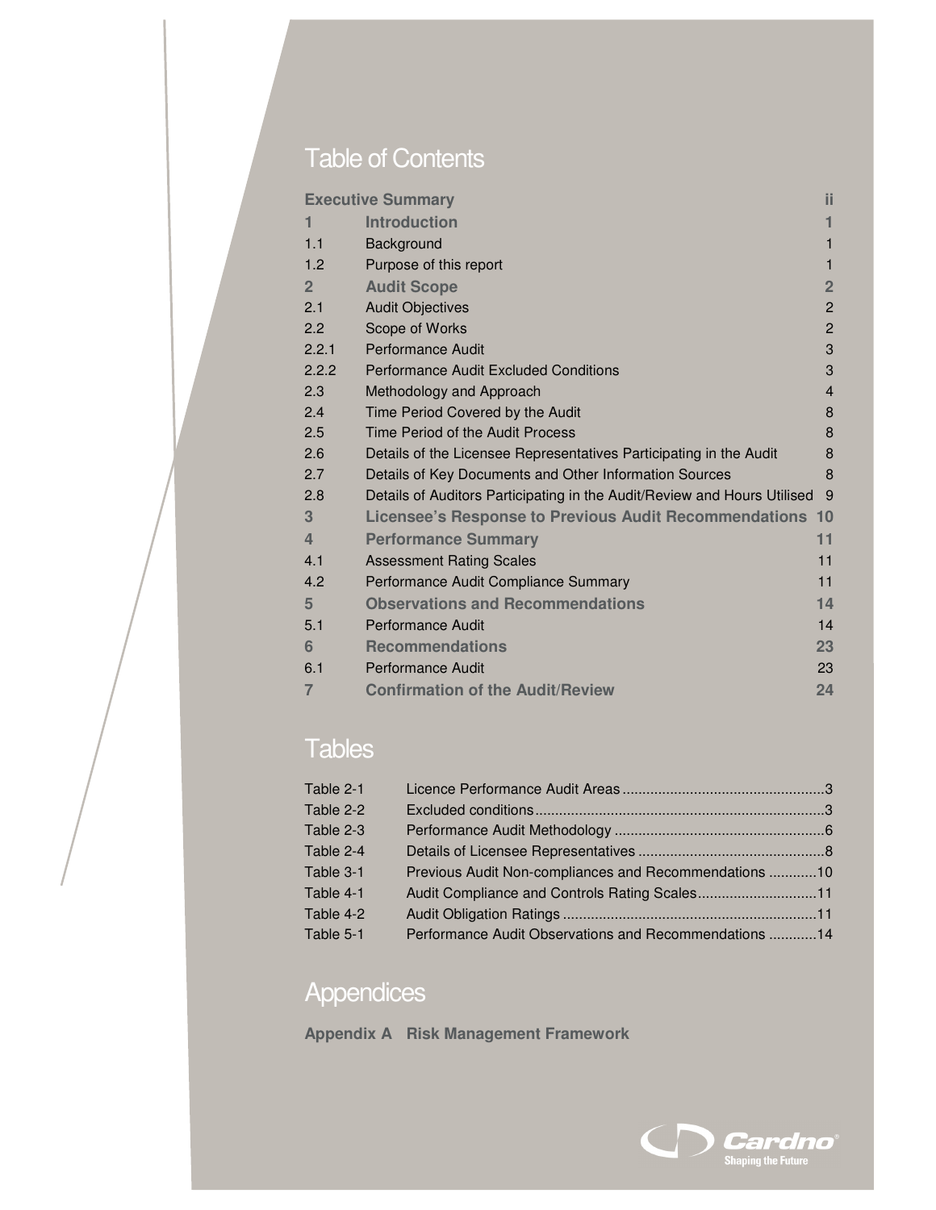# Table of Contents

| | | |
|---|---|---|
| **Executive Summary** | | **ii** |
| **1** | **Introduction** | **1** |
| 1.1 | Background | 1 |
| 1.2 | Purpose of this report | 1 |
| **2** | **Audit Scope** | **2** |
| 2.1 | Audit Objectives | 2 |
| 2.2 | Scope of Works | 2 |
| 2.2.1 | Performance Audit | 3 |
| 2.2.2 | Performance Audit Excluded Conditions | 3 |
| 2.3 | Methodology and Approach | 4 |
| 2.4 | Time Period Covered by the Audit | 8 |
| 2.5 | Time Period of the Audit Process | 8 |
| 2.6 | Details of the Licensee Representatives Participating in the Audit | 8 |
| 2.7 | Details of Key Documents and Other Information Sources | 8 |
| 2.8 | Details of Auditors Participating in the Audit/Review and Hours Utilised | 9 |
| **3** | **Licensee's Response to Previous Audit Recommendations** | **10** |
| **4** | **Performance Summary** | **11** |
| 4.1 | Assessment Rating Scales | 11 |
| 4.2 | Performance Audit Compliance Summary | 11 |
| **5** | **Observations and Recommendations** | **14** |
| 5.1 | Performance Audit | 14 |
| **6** | **Recommendations** | **23** |
| 6.1 | Performance Audit | 23 |
| **7** | **Confirmation of the Audit/Review** | **24** |

# Tables

| | | |
|---|---|---|
| Table 2-1 | Licence Performance Audit Areas | 3 |
| Table 2-2 | Excluded conditions | 3 |
| Table 2-3 | Performance Audit Methodology | 6 |
| Table 2-4 | Details of Licensee Representatives | 8 |
| Table 3-1 | Previous Audit Non-compliances and Recommendations | 10 |
| Table 4-1 | Audit Compliance and Controls Rating Scales | 11 |
| Table 4-2 | Audit Obligation Ratings | 11 |
| Table 5-1 | Performance Audit Observations and Recommendations | 14 |

# Appendices

**Appendix A Risk Management Framework**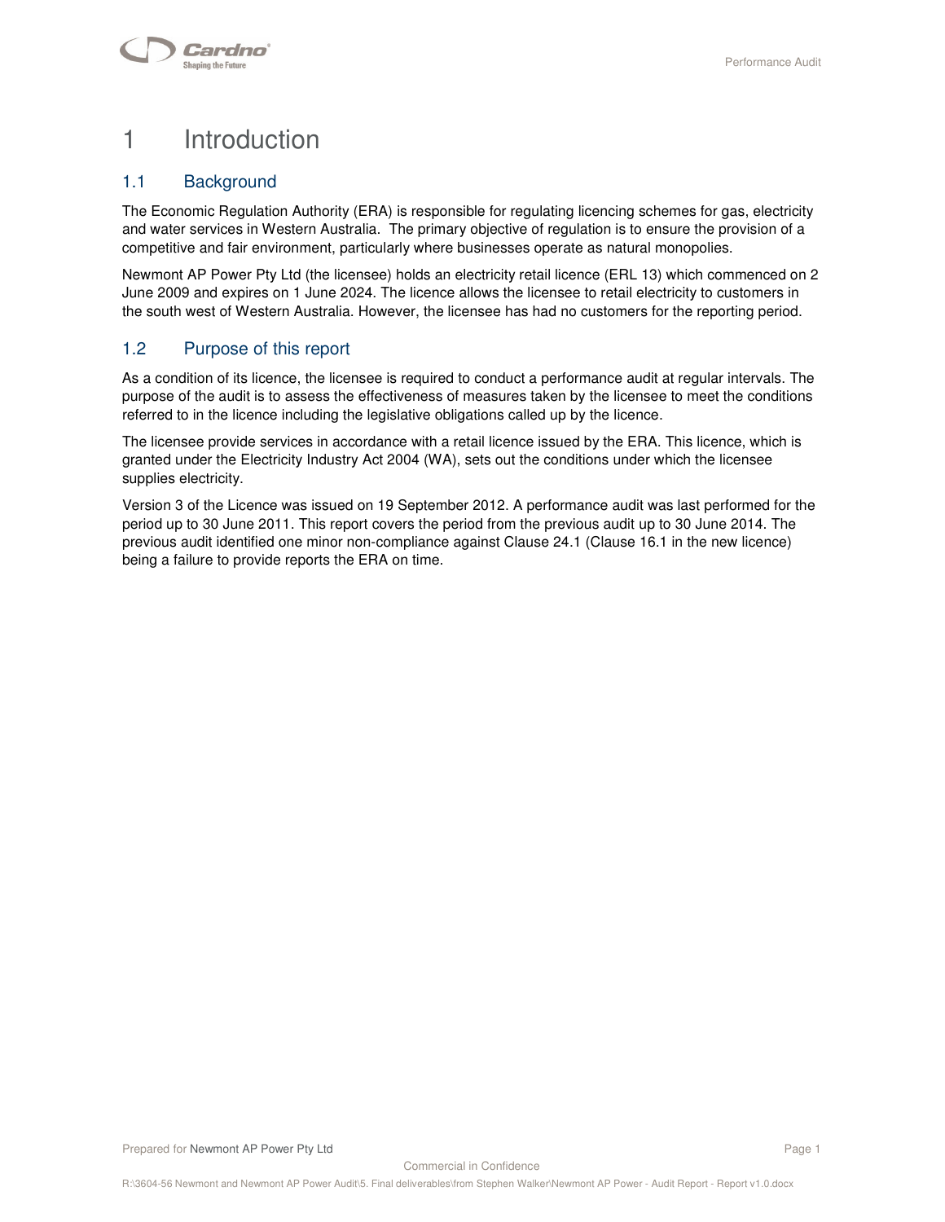# 1 Introduction

## 1.1 Background

The Economic Regulation Authority (ERA) is responsible for regulating licencing schemes for gas, electricity and water services in Western Australia. The primary objective of regulation is to ensure the provision of a competitive and fair environment, particularly where businesses operate as natural monopolies.

Newmont AP Power Pty Ltd (the licensee) holds an electricity retail licence (ERL 13) which commenced on 2 June 2009 and expires on 1 June 2024. The licence allows the licensee to retail electricity to customers in the south west of Western Australia. However, the licensee has had no customers for the reporting period.

## 1.2 Purpose of this report

As a condition of its licence, the licensee is required to conduct a performance audit at regular intervals. The purpose of the audit is to assess the effectiveness of measures taken by the licensee to meet the conditions referred to in the licence including the legislative obligations called up by the licence.

The licensee provide services in accordance with a retail licence issued by the ERA. This licence, which is granted under the Electricity Industry Act 2004 (WA), sets out the conditions under which the licensee supplies electricity.

Version 3 of the Licence was issued on 19 September 2012. A performance audit was last performed for the period up to 30 June 2011. This report covers the period from the previous audit up to 30 June 2014. The previous audit identified one minor non-compliance against Clause 24.1 (Clause 16.1 in the new licence) being a failure to provide reports the ERA on time.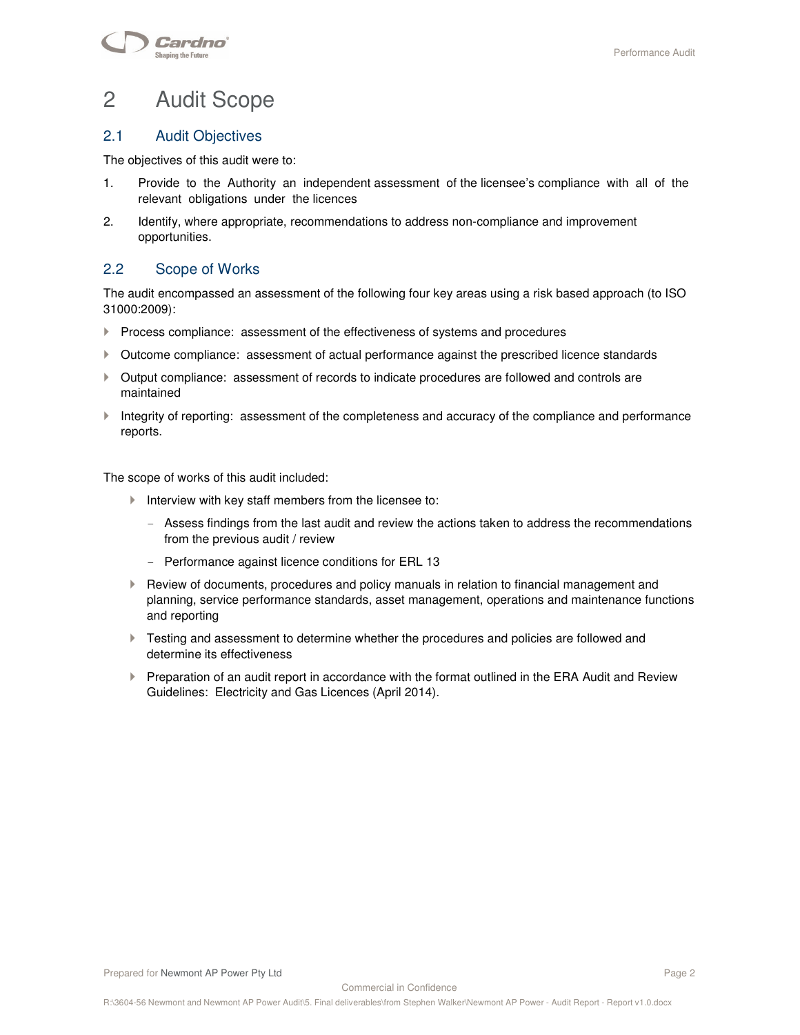# 2 Audit Scope

## 2.1 Audit Objectives

The objectives of this audit were to:

1. Provide to the Authority an independent assessment of the licensee's compliance with all of the relevant obligations under the licences
2. Identify, where appropriate, recommendations to address non-compliance and improvement opportunities.

## 2.2 Scope of Works

The audit encompassed an assessment of the following four key areas using a risk based approach (to ISO 31000:2009):

- Process compliance: assessment of the effectiveness of systems and procedures
- Outcome compliance: assessment of actual performance against the prescribed licence standards
- Output compliance: assessment of records to indicate procedures are followed and controls are maintained
- Integrity of reporting: assessment of the completeness and accuracy of the compliance and performance reports.

The scope of works of this audit included:

- Interview with key staff members from the licensee to:
  - Assess findings from the last audit and review the actions taken to address the recommendations from the previous audit / review
  - Performance against licence conditions for ERL 13
- Review of documents, procedures and policy manuals in relation to financial management and planning, service performance standards, asset management, operations and maintenance functions and reporting
- Testing and assessment to determine whether the procedures and policies are followed and determine its effectiveness
- Preparation of an audit report in accordance with the format outlined in the ERA Audit and Review Guidelines: Electricity and Gas Licences (April 2014).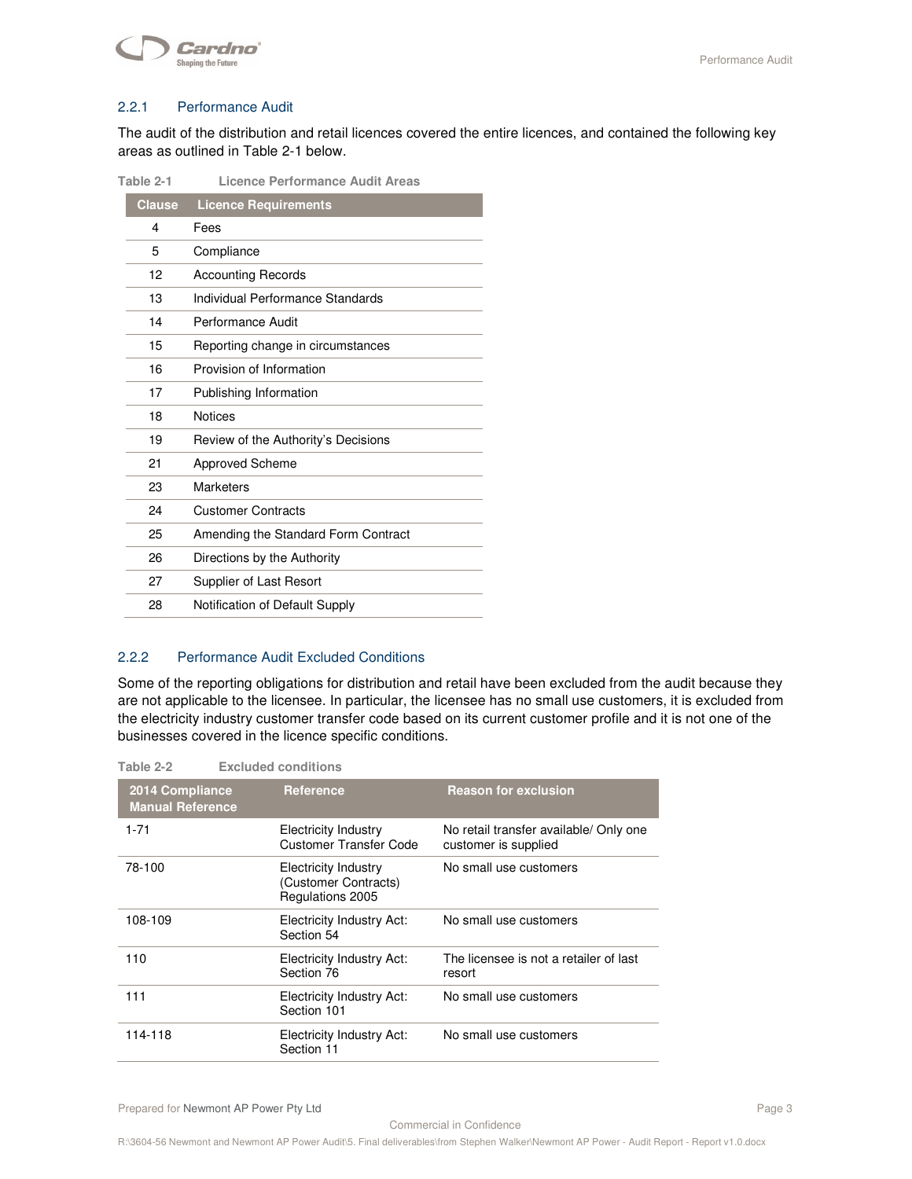### 2.2.1 Performance Audit

The audit of the distribution and retail licences covered the entire licences, and contained the following key areas as outlined in Table 2-1 below.

Table 2-1 Licence Performance Audit Areas

| Clause | Licence Requirements |
|---|---|
| 4 | Fees |
| 5 | Compliance |
| 12 | Accounting Records |
| 13 | Individual Performance Standards |
| 14 | Performance Audit |
| 15 | Reporting change in circumstances |
| 16 | Provision of Information |
| 17 | Publishing Information |
| 18 | Notices |
| 19 | Review of the Authority's Decisions |
| 21 | Approved Scheme |
| 23 | Marketers |
| 24 | Customer Contracts |
| 25 | Amending the Standard Form Contract |
| 26 | Directions by the Authority |
| 27 | Supplier of Last Resort |
| 28 | Notification of Default Supply |

### 2.2.2 Performance Audit Excluded Conditions

Some of the reporting obligations for distribution and retail have been excluded from the audit because they are not applicable to the licensee. In particular, the licensee has no small use customers, it is excluded from the electricity industry customer transfer code based on its current customer profile and it is not one of the businesses covered in the licence specific conditions.

Table 2-2 Excluded conditions

| 2014 Compliance Manual Reference | Reference | Reason for exclusion |
|---|---|---|
| 1-71 | Electricity Industry Customer Transfer Code | No retail transfer available/ Only one customer is supplied |
| 78-100 | Electricity Industry (Customer Contracts) Regulations 2005 | No small use customers |
| 108-109 | Electricity Industry Act: Section 54 | No small use customers |
| 110 | Electricity Industry Act: Section 76 | The licensee is not a retailer of last resort |
| 111 | Electricity Industry Act: Section 101 | No small use customers |
| 114-118 | Electricity Industry Act: Section 11 | No small use customers |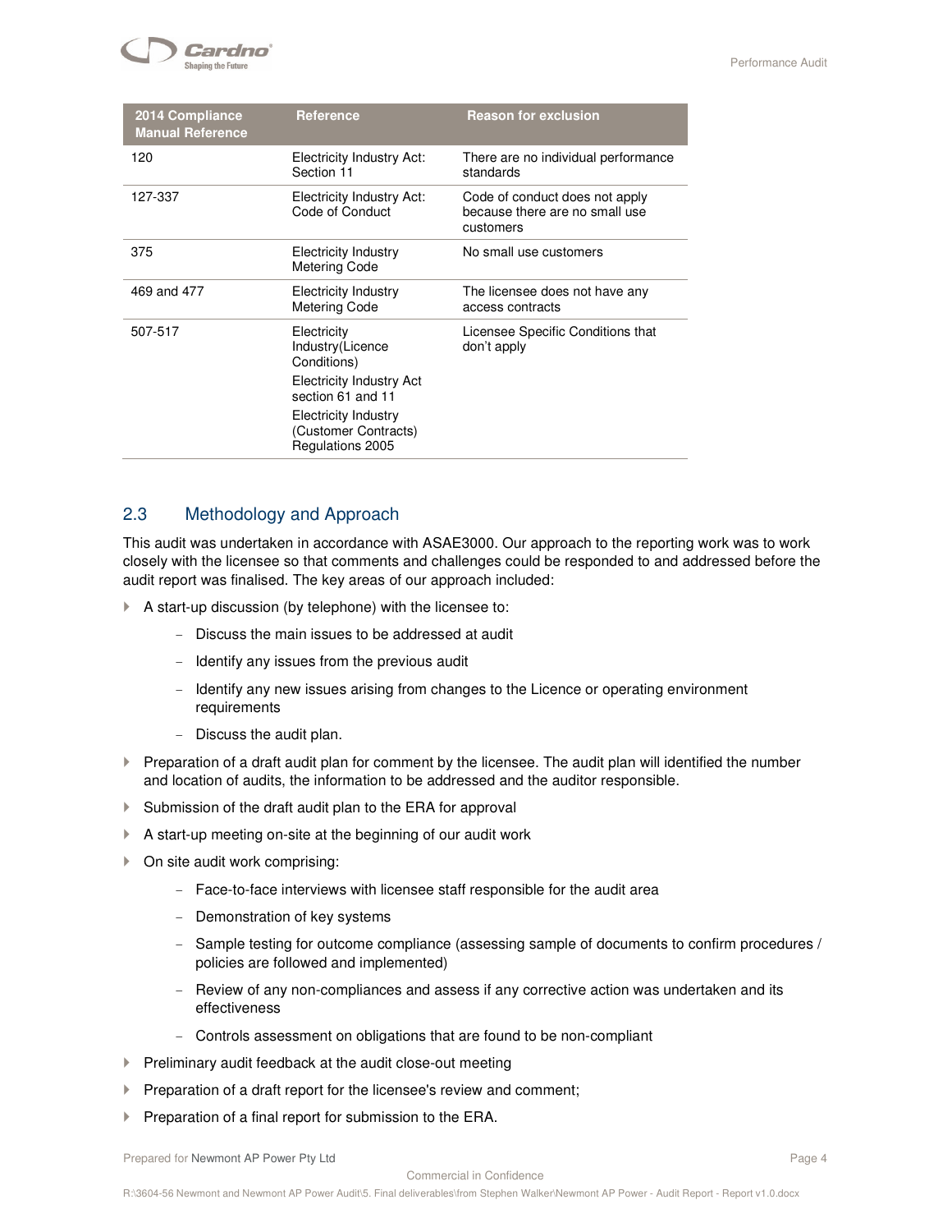| 2014 Compliance Manual Reference | Reference | Reason for exclusion |
|---|---|---|
| 120 | Electricity Industry Act: Section 11 | There are no individual performance standards |
| 127-337 | Electricity Industry Act: Code of Conduct | Code of conduct does not apply because there are no small use customers |
| 375 | Electricity Industry Metering Code | No small use customers |
| 469 and 477 | Electricity Industry Metering Code | The licensee does not have any access contracts |
| 507-517 | Electricity Industry(Licence Conditions)<br>Electricity Industry Act section 61 and 11<br>Electricity Industry (Customer Contracts) Regulations 2005 | Licensee Specific Conditions that don't apply |

## 2.3 Methodology and Approach

This audit was undertaken in accordance with ASAE3000. Our approach to the reporting work was to work closely with the licensee so that comments and challenges could be responded to and addressed before the audit report was finalised. The key areas of our approach included:

- A start-up discussion (by telephone) with the licensee to:
  - Discuss the main issues to be addressed at audit
  - Identify any issues from the previous audit
  - Identify any new issues arising from changes to the Licence or operating environment requirements
  - Discuss the audit plan.
- Preparation of a draft audit plan for comment by the licensee. The audit plan will identified the number and location of audits, the information to be addressed and the auditor responsible.
- Submission of the draft audit plan to the ERA for approval
- A start-up meeting on-site at the beginning of our audit work
- On site audit work comprising:
  - Face-to-face interviews with licensee staff responsible for the audit area
  - Demonstration of key systems
  - Sample testing for outcome compliance (assessing sample of documents to confirm procedures / policies are followed and implemented)
  - Review of any non-compliances and assess if any corrective action was undertaken and its effectiveness
  - Controls assessment on obligations that are found to be non-compliant
- Preliminary audit feedback at the audit close-out meeting
- Preparation of a draft report for the licensee's review and comment;
- Preparation of a final report for submission to the ERA.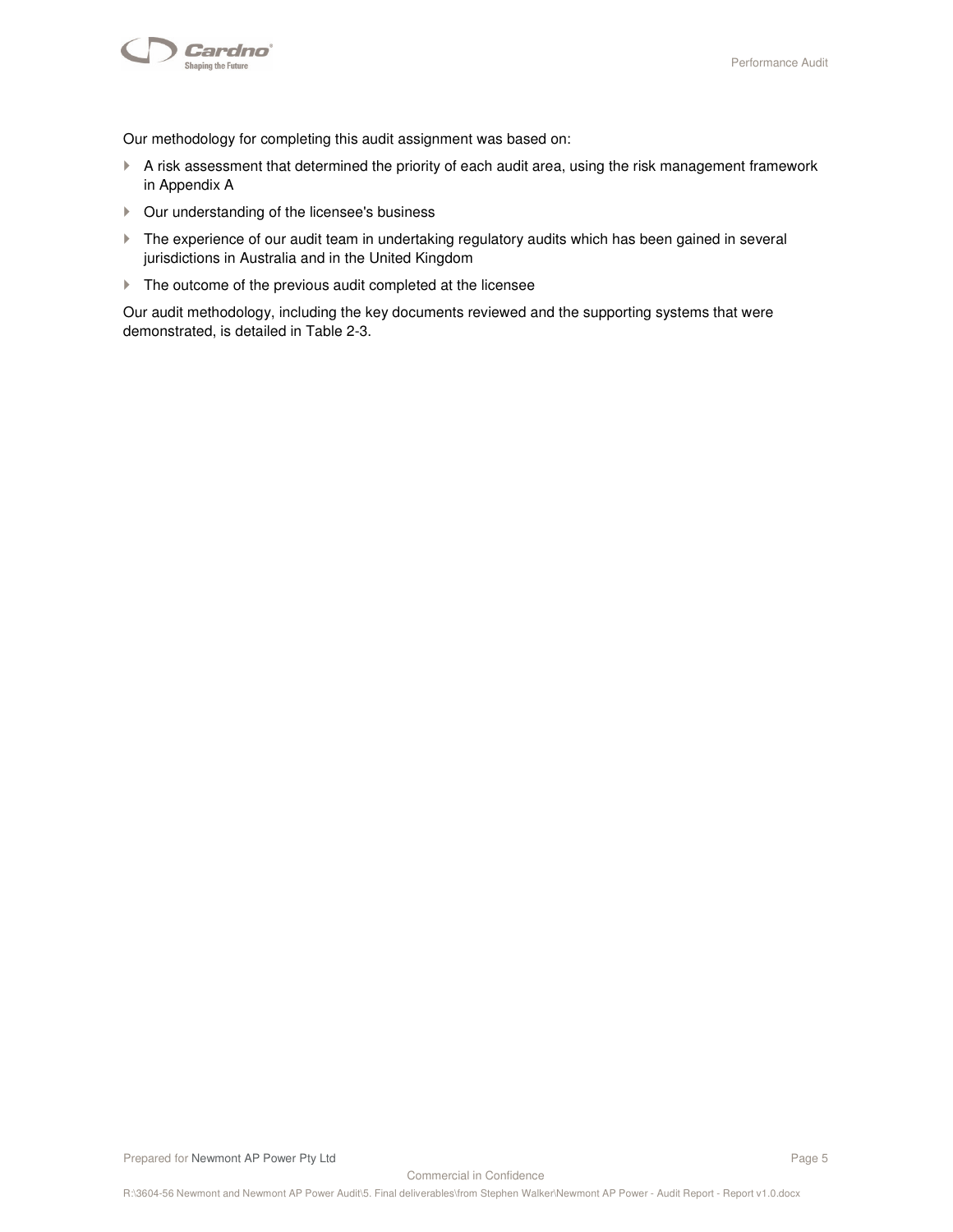Our methodology for completing this audit assignment was based on:

- A risk assessment that determined the priority of each audit area, using the risk management framework in Appendix A
- Our understanding of the licensee's business
- The experience of our audit team in undertaking regulatory audits which has been gained in several jurisdictions in Australia and in the United Kingdom
- The outcome of the previous audit completed at the licensee

Our audit methodology, including the key documents reviewed and the supporting systems that were demonstrated, is detailed in Table 2-3.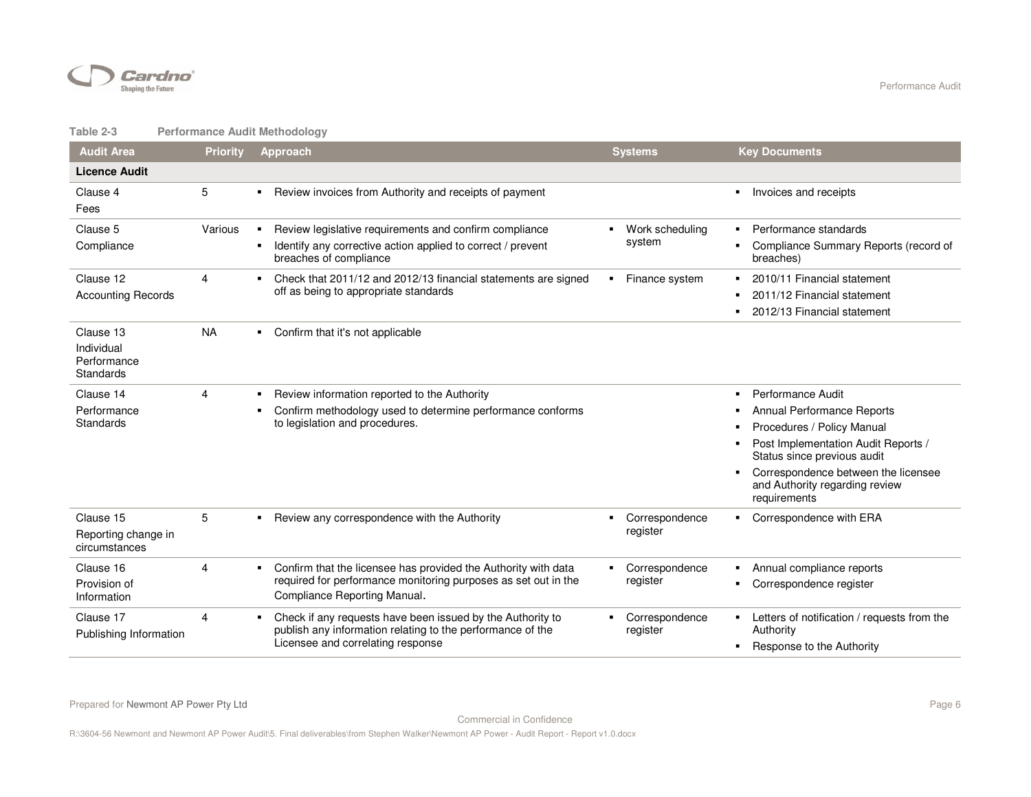**Table 2-3 Performance Audit Methodology**

| Audit Area | Priority | Approach | Systems | Key Documents |
|---|---|---|---|---|
| **Licence Audit** | | | | |
| Clause 4<br>Fees | 5 | ▪ Review invoices from Authority and receipts of payment | | ▪ Invoices and receipts |
| Clause 5<br>Compliance | Various | ▪ Review legislative requirements and confirm compliance<br>▪ Identify any corrective action applied to correct / prevent breaches of compliance | ▪ Work scheduling system | ▪ Performance standards<br>▪ Compliance Summary Reports (record of breaches) |
| Clause 12<br>Accounting Records | 4 | ▪ Check that 2011/12 and 2012/13 financial statements are signed off as being to appropriate standards | ▪ Finance system | ▪ 2010/11 Financial statement<br>▪ 2011/12 Financial statement<br>▪ 2012/13 Financial statement |
| Clause 13<br>Individual Performance Standards | NA | ▪ Confirm that it's not applicable | | |
| Clause 14<br>Performance Standards | 4 | ▪ Review information reported to the Authority<br>▪ Confirm methodology used to determine performance conforms to legislation and procedures. | | ▪ Performance Audit<br>▪ Annual Performance Reports<br>▪ Procedures / Policy Manual<br>▪ Post Implementation Audit Reports / Status since previous audit<br>▪ Correspondence between the licensee and Authority regarding review requirements |
| Clause 15<br>Reporting change in circumstances | 5 | ▪ Review any correspondence with the Authority | ▪ Correspondence register | ▪ Correspondence with ERA |
| Clause 16<br>Provision of Information | 4 | ▪ Confirm that the licensee has provided the Authority with data required for performance monitoring purposes as set out in the Compliance Reporting Manual. | ▪ Correspondence register | ▪ Annual compliance reports<br>▪ Correspondence register |
| Clause 17<br>Publishing Information | 4 | ▪ Check if any requests have been issued by the Authority to publish any information relating to the performance of the Licensee and correlating response | ▪ Correspondence register | ▪ Letters of notification / requests from the Authority<br>▪ Response to the Authority |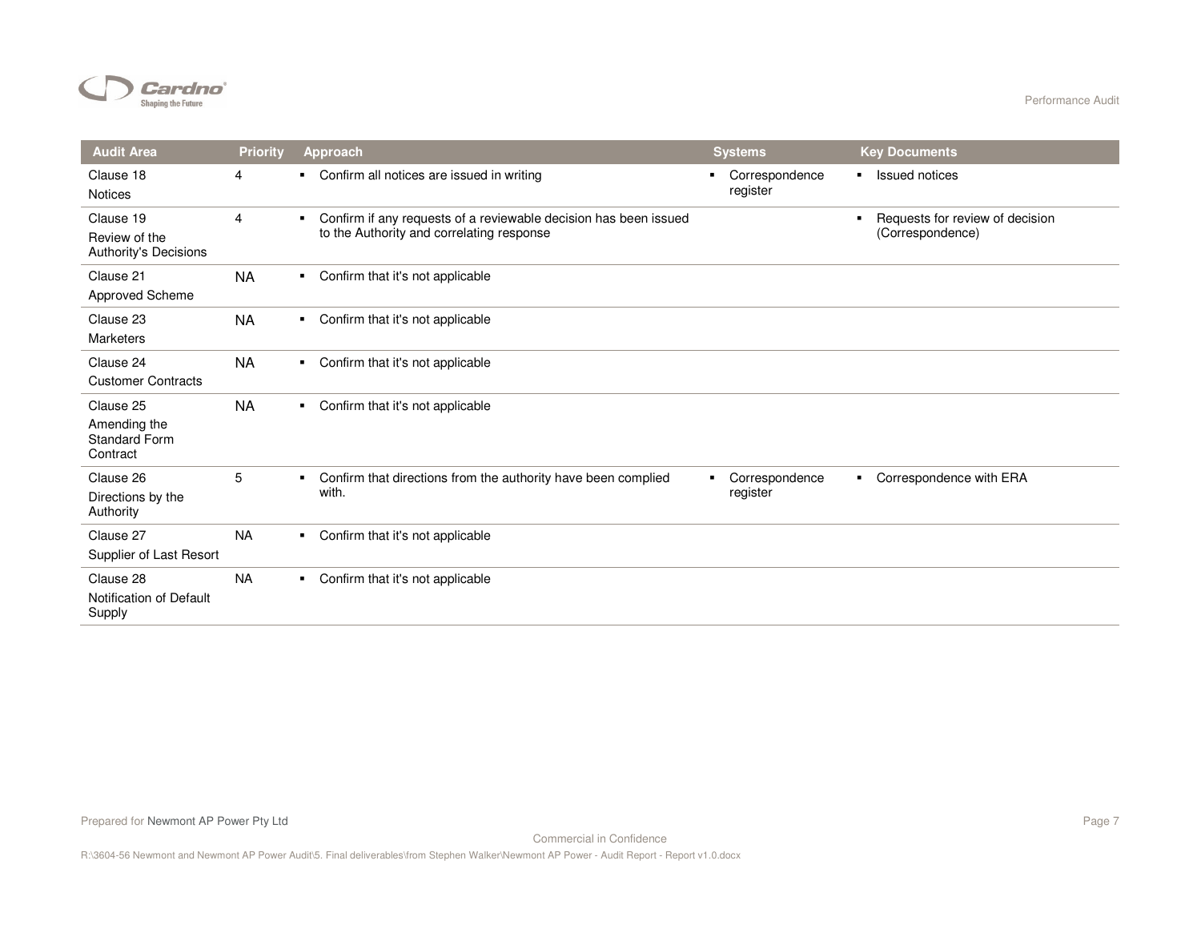| Audit Area | Priority | Approach | Systems | Key Documents |
|---|---|---|---|---|
| Clause 18<br>Notices | 4 | ▪ Confirm all notices are issued in writing | ▪ Correspondence register | ▪ Issued notices |
| Clause 19<br>Review of the Authority's Decisions | 4 | ▪ Confirm if any requests of a reviewable decision has been issued to the Authority and correlating response | | ▪ Requests for review of decision (Correspondence) |
| Clause 21<br>Approved Scheme | NA | ▪ Confirm that it's not applicable | | |
| Clause 23<br>Marketers | NA | ▪ Confirm that it's not applicable | | |
| Clause 24<br>Customer Contracts | NA | ▪ Confirm that it's not applicable | | |
| Clause 25<br>Amending the Standard Form Contract | NA | ▪ Confirm that it's not applicable | | |
| Clause 26<br>Directions by the Authority | 5 | ▪ Confirm that directions from the authority have been complied with. | ▪ Correspondence register | ▪ Correspondence with ERA |
| Clause 27<br>Supplier of Last Resort | NA | ▪ Confirm that it's not applicable | | |
| Clause 28<br>Notification of Default Supply | NA | ▪ Confirm that it's not applicable | | |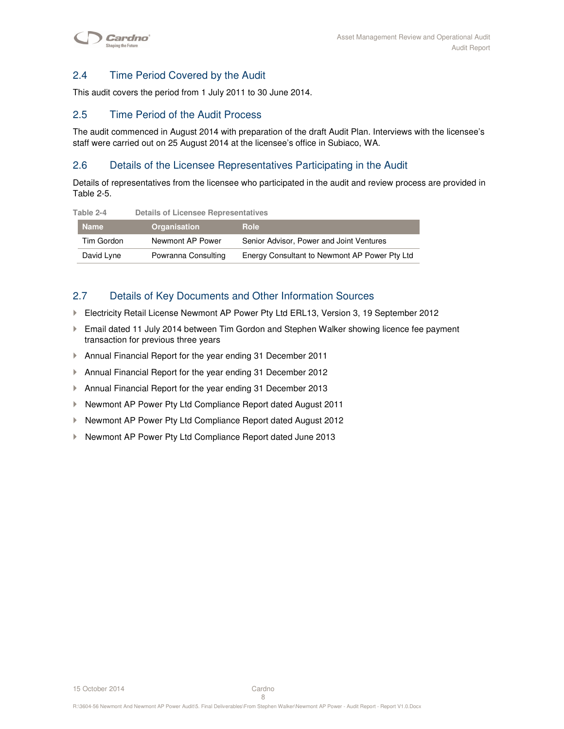## 2.4 Time Period Covered by the Audit

This audit covers the period from 1 July 2011 to 30 June 2014.

## 2.5 Time Period of the Audit Process

The audit commenced in August 2014 with preparation of the draft Audit Plan. Interviews with the licensee's staff were carried out on 25 August 2014 at the licensee's office in Subiaco, WA.

## 2.6 Details of the Licensee Representatives Participating in the Audit

Details of representatives from the licensee who participated in the audit and review process are provided in Table 2-5.

**Table 2-4 Details of Licensee Representatives**

| Name | Organisation | Role |
|---|---|---|
| Tim Gordon | Newmont AP Power | Senior Advisor, Power and Joint Ventures |
| David Lyne | Powranna Consulting | Energy Consultant to Newmont AP Power Pty Ltd |

## 2.7 Details of Key Documents and Other Information Sources

- Electricity Retail License Newmont AP Power Pty Ltd ERL13, Version 3, 19 September 2012
- Email dated 11 July 2014 between Tim Gordon and Stephen Walker showing licence fee payment transaction for previous three years
- Annual Financial Report for the year ending 31 December 2011
- Annual Financial Report for the year ending 31 December 2012
- Annual Financial Report for the year ending 31 December 2013
- Newmont AP Power Pty Ltd Compliance Report dated August 2011
- Newmont AP Power Pty Ltd Compliance Report dated August 2012
- Newmont AP Power Pty Ltd Compliance Report dated June 2013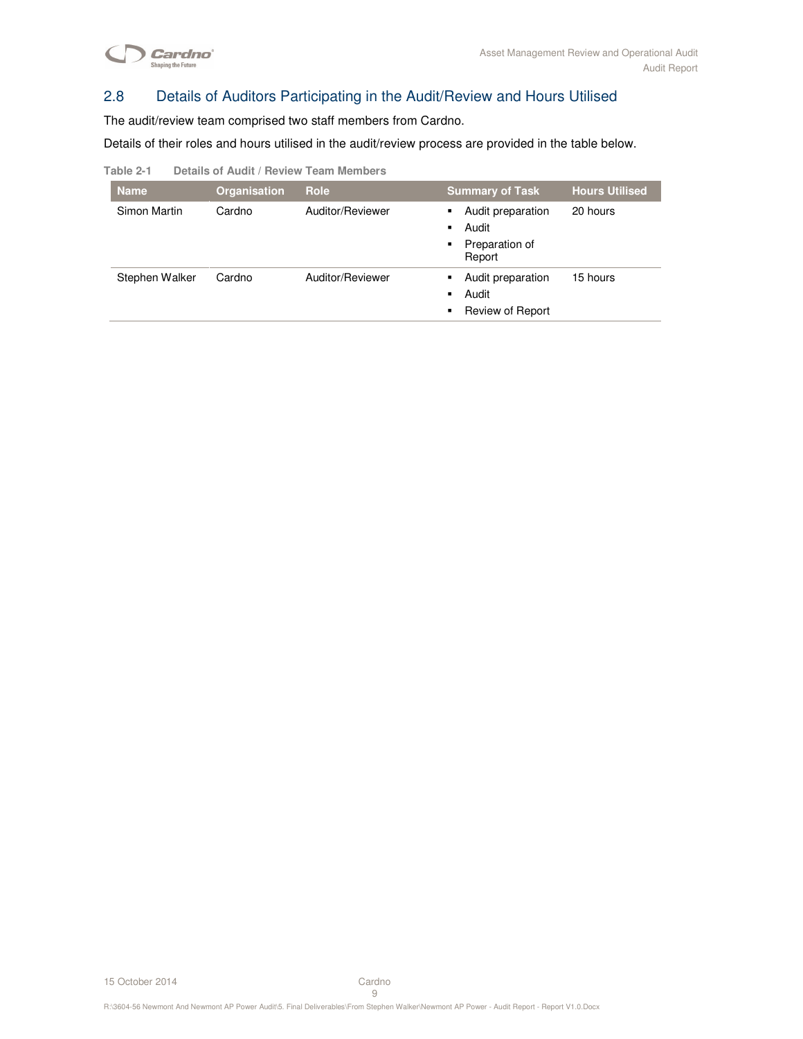## 2.8 Details of Auditors Participating in the Audit/Review and Hours Utilised

The audit/review team comprised two staff members from Cardno.

Details of their roles and hours utilised in the audit/review process are provided in the table below.

**Table 2-1 Details of Audit / Review Team Members**

| Name | Organisation | Role | Summary of Task | Hours Utilised |
|---|---|---|---|---|
| Simon Martin | Cardno | Auditor/Reviewer | ▪ Audit preparation<br>▪ Audit<br>▪ Preparation of Report | 20 hours |
| Stephen Walker | Cardno | Auditor/Reviewer | ▪ Audit preparation<br>▪ Audit<br>▪ Review of Report | 15 hours |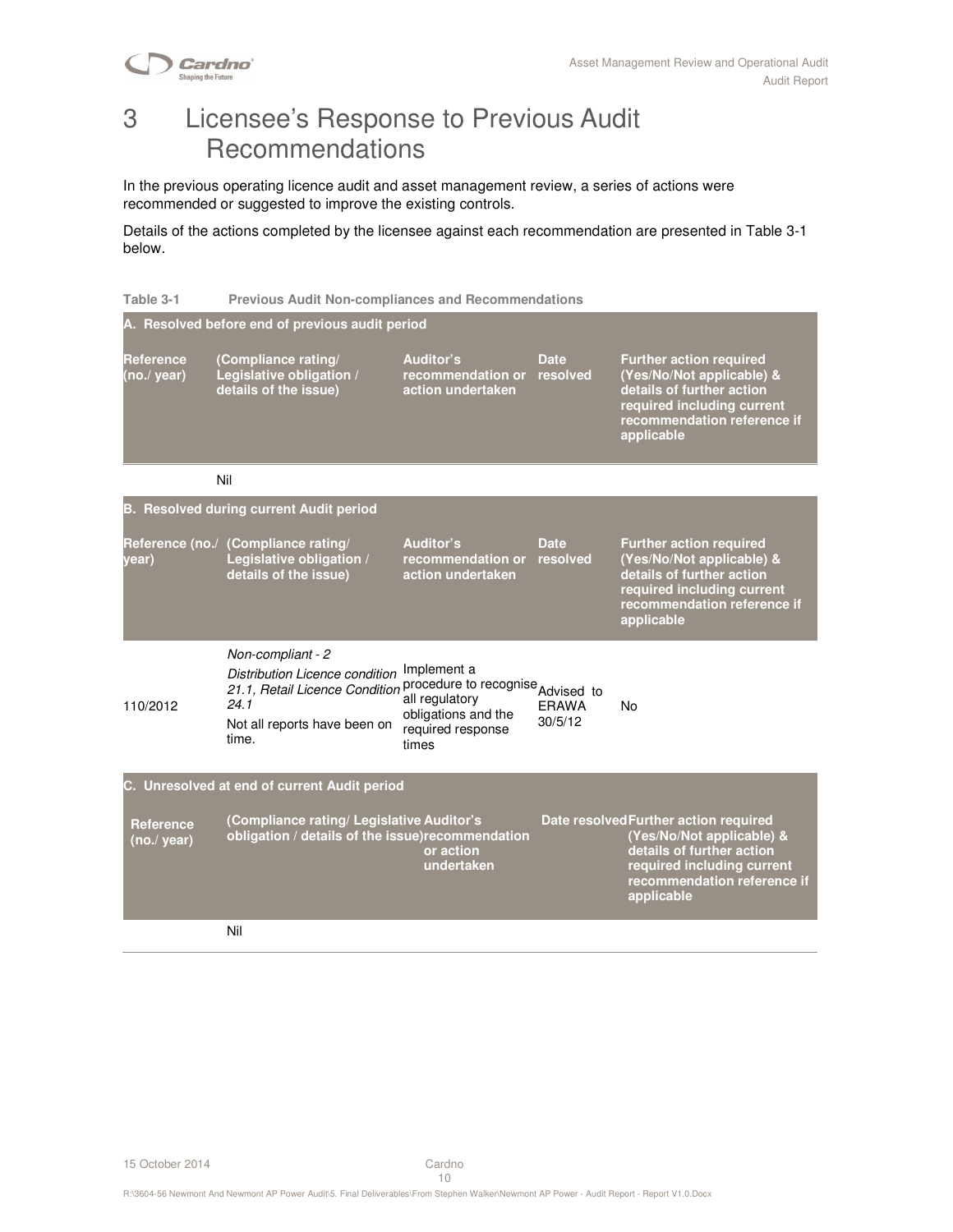# 3 Licensee's Response to Previous Audit Recommendations

In the previous operating licence audit and asset management review, a series of actions were recommended or suggested to improve the existing controls.

Details of the actions completed by the licensee against each recommendation are presented in Table 3-1 below.

**Table 3-1 Previous Audit Non-compliances and Recommendations**

| **A. Resolved before end of previous audit period** | | | | |
|---|---|---|---|---|
| **Reference (no./ year)** | **(Compliance rating/ Legislative obligation / details of the issue)** | **Auditor's recommendation or action undertaken** | **Date resolved** | **Further action required (Yes/No/Not applicable) & details of further action required including current recommendation reference if applicable** |
| | Nil | | | |
| **B. Resolved during current Audit period** | | | | |
| **Reference (no./ year)** | **(Compliance rating/ Legislative obligation / details of the issue)** | **Auditor's recommendation or action undertaken** | **Date resolved** | **Further action required (Yes/No/Not applicable) & details of further action required including current recommendation reference if applicable** |
| 110/2012 | *Non-compliant - 2*<br>*Distribution Licence condition 21.1, Retail Licence Condition 24.1*<br>Not all reports have been on time. | Implement a procedure to recognise all regulatory obligations and the required response times | Advised to ERAWA 30/5/12 | No |
| **C. Unresolved at end of current Audit period** | | | | |
| **Reference (no./ year)** | **(Compliance rating/ Legislative obligation / details of the issue)** | **Auditor's recommendation or action undertaken** | **Date resolved** | **Further action required (Yes/No/Not applicable) & details of further action required including current recommendation reference if applicable** |
| | Nil | | | |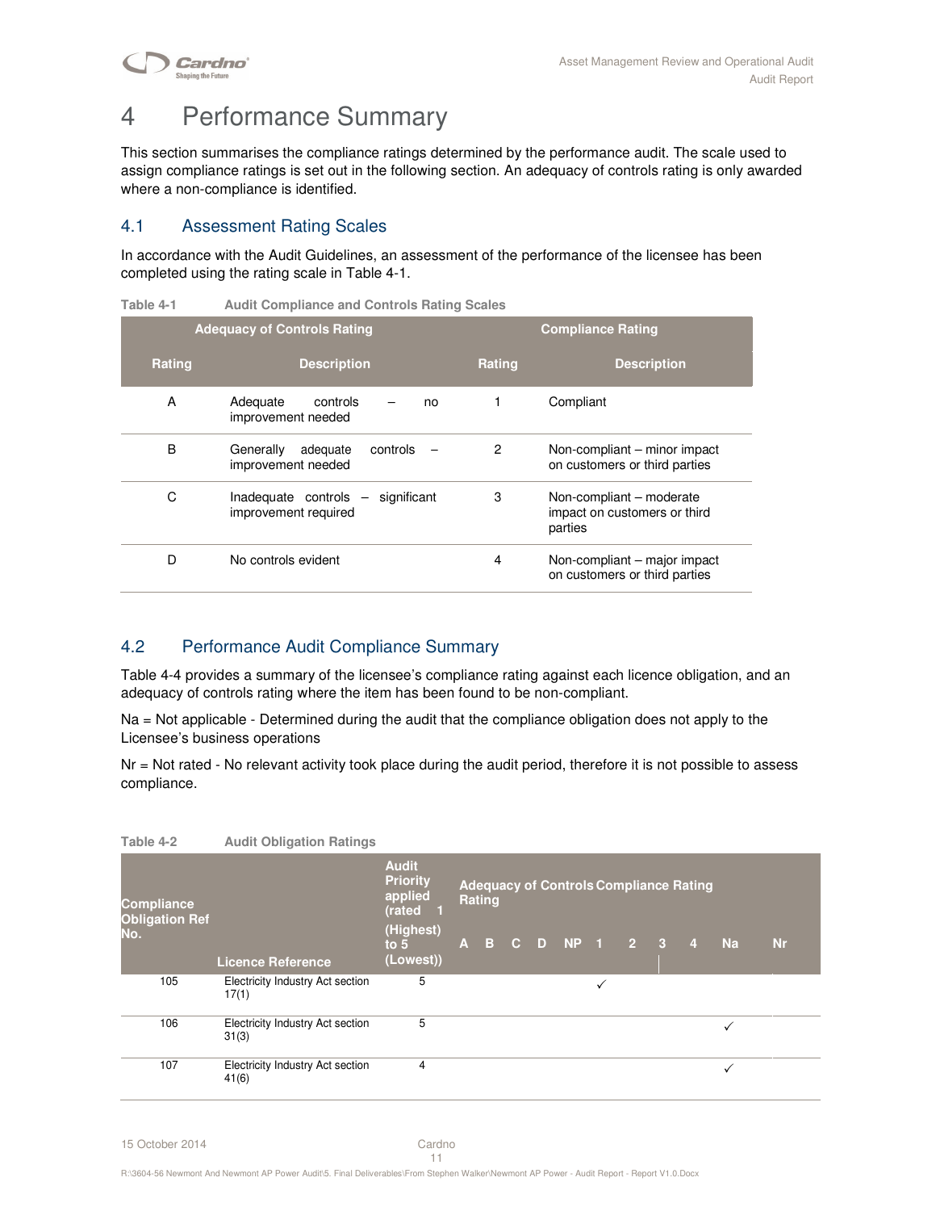# 4 Performance Summary

This section summarises the compliance ratings determined by the performance audit. The scale used to assign compliance ratings is set out in the following section. An adequacy of controls rating is only awarded where a non-compliance is identified.

## 4.1 Assessment Rating Scales

In accordance with the Audit Guidelines, an assessment of the performance of the licensee has been completed using the rating scale in Table 4-1.

**Table 4-1 Audit Compliance and Controls Rating Scales**

| Adequacy of Controls Rating | | Compliance Rating | |
|---|---|---|---|
| **Rating** | **Description** | **Rating** | **Description** |
| A | Adequate controls – no improvement needed | 1 | Compliant |
| B | Generally adequate controls – improvement needed | 2 | Non-compliant – minor impact on customers or third parties |
| C | Inadequate controls – significant improvement required | 3 | Non-compliant – moderate impact on customers or third parties |
| D | No controls evident | 4 | Non-compliant – major impact on customers or third parties |

## 4.2 Performance Audit Compliance Summary

Table 4-4 provides a summary of the licensee's compliance rating against each licence obligation, and an adequacy of controls rating where the item has been found to be non-compliant.

Na = Not applicable - Determined during the audit that the compliance obligation does not apply to the Licensee's business operations

Nr = Not rated - No relevant activity took place during the audit period, therefore it is not possible to assess compliance.

**Table 4-2 Audit Obligation Ratings**

| Compliance Obligation Ref No. | Licence Reference | Audit Priority applied (rated 1 (Highest) to 5 (Lowest)) | Adequacy of Controls Rating | | | | | Compliance Rating | | | | | |
|---|---|---|---|---|---|---|---|---|---|---|---|---|---|
| | | | A | B | C | D | NP | 1 | 2 | 3 | 4 | Na | Nr |
| 105 | Electricity Industry Act section 17(1) | 5 | | | | | | ✓ | | | | | |
| 106 | Electricity Industry Act section 31(3) | 5 | | | | | | | | | | ✓ | |
| 107 | Electricity Industry Act section 41(6) | 4 | | | | | | | | | | ✓ | |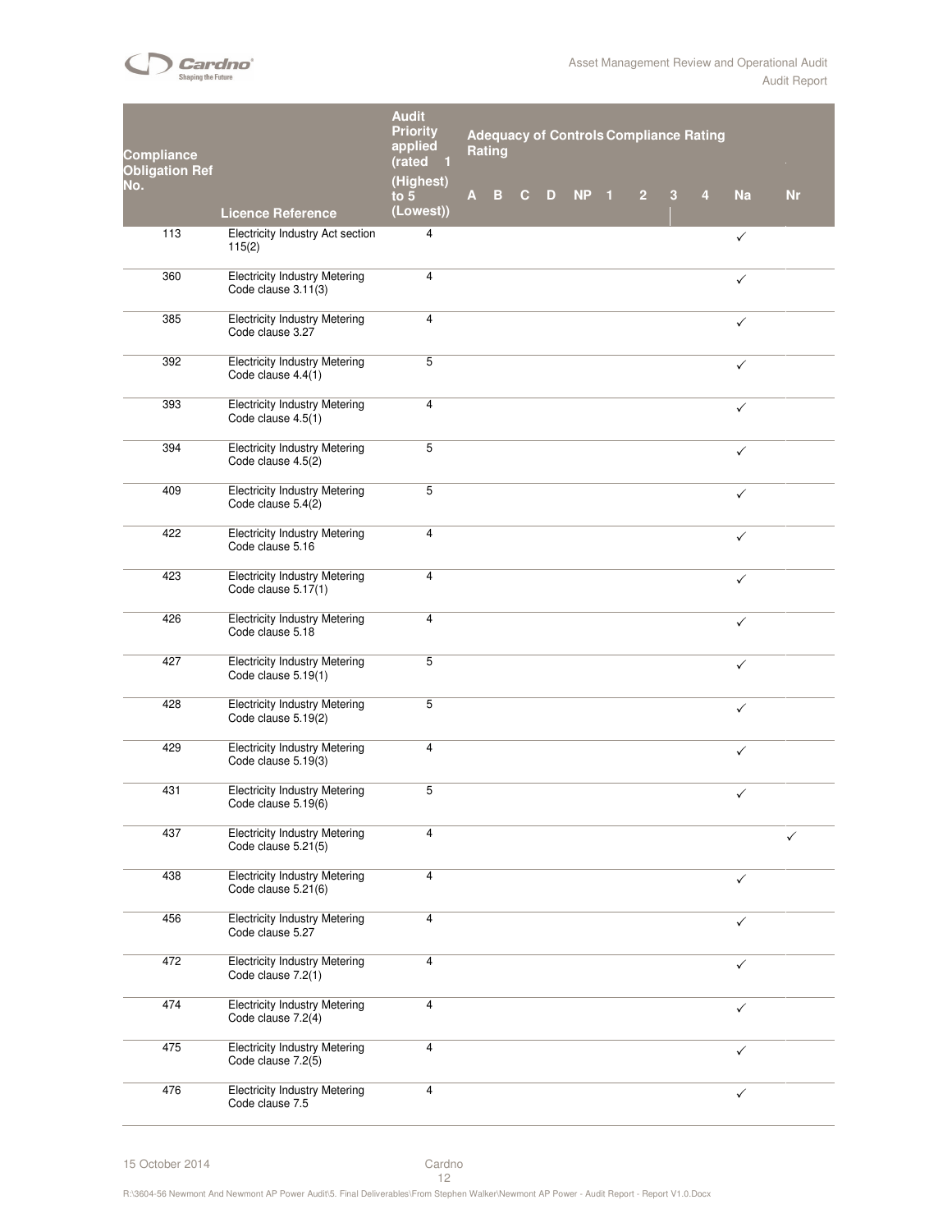| Compliance Obligation Ref No. | Licence Reference | Audit Priority applied (rated 1 (Highest) to 5 (Lowest)) | Adequacy of Controls Rating | | | | | Compliance Rating | | | | | |
|---|---|---|---|---|---|---|---|---|---|---|---|---|---|
| | | | A | B | C | D | NP | 1 | 2 | 3 | 4 | Na | Nr |
| 113 | Electricity Industry Act section 115(2) | 4 | | | | | | | | | | ✓ | |
| 360 | Electricity Industry Metering Code clause 3.11(3) | 4 | | | | | | | | | | ✓ | |
| 385 | Electricity Industry Metering Code clause 3.27 | 4 | | | | | | | | | | ✓ | |
| 392 | Electricity Industry Metering Code clause 4.4(1) | 5 | | | | | | | | | | ✓ | |
| 393 | Electricity Industry Metering Code clause 4.5(1) | 4 | | | | | | | | | | ✓ | |
| 394 | Electricity Industry Metering Code clause 4.5(2) | 5 | | | | | | | | | | ✓ | |
| 409 | Electricity Industry Metering Code clause 5.4(2) | 5 | | | | | | | | | | ✓ | |
| 422 | Electricity Industry Metering Code clause 5.16 | 4 | | | | | | | | | | ✓ | |
| 423 | Electricity Industry Metering Code clause 5.17(1) | 4 | | | | | | | | | | ✓ | |
| 426 | Electricity Industry Metering Code clause 5.18 | 4 | | | | | | | | | | ✓ | |
| 427 | Electricity Industry Metering Code clause 5.19(1) | 5 | | | | | | | | | | ✓ | |
| 428 | Electricity Industry Metering Code clause 5.19(2) | 5 | | | | | | | | | | ✓ | |
| 429 | Electricity Industry Metering Code clause 5.19(3) | 4 | | | | | | | | | | ✓ | |
| 431 | Electricity Industry Metering Code clause 5.19(6) | 5 | | | | | | | | | | ✓ | |
| 437 | Electricity Industry Metering Code clause 5.21(5) | 4 | | | | | | | | | | | ✓ |
| 438 | Electricity Industry Metering Code clause 5.21(6) | 4 | | | | | | | | | | ✓ | |
| 456 | Electricity Industry Metering Code clause 5.27 | 4 | | | | | | | | | | ✓ | |
| 472 | Electricity Industry Metering Code clause 7.2(1) | 4 | | | | | | | | | | ✓ | |
| 474 | Electricity Industry Metering Code clause 7.2(4) | 4 | | | | | | | | | | ✓ | |
| 475 | Electricity Industry Metering Code clause 7.2(5) | 4 | | | | | | | | | | ✓ | |
| 476 | Electricity Industry Metering Code clause 7.5 | 4 | | | | | | | | | | ✓ | |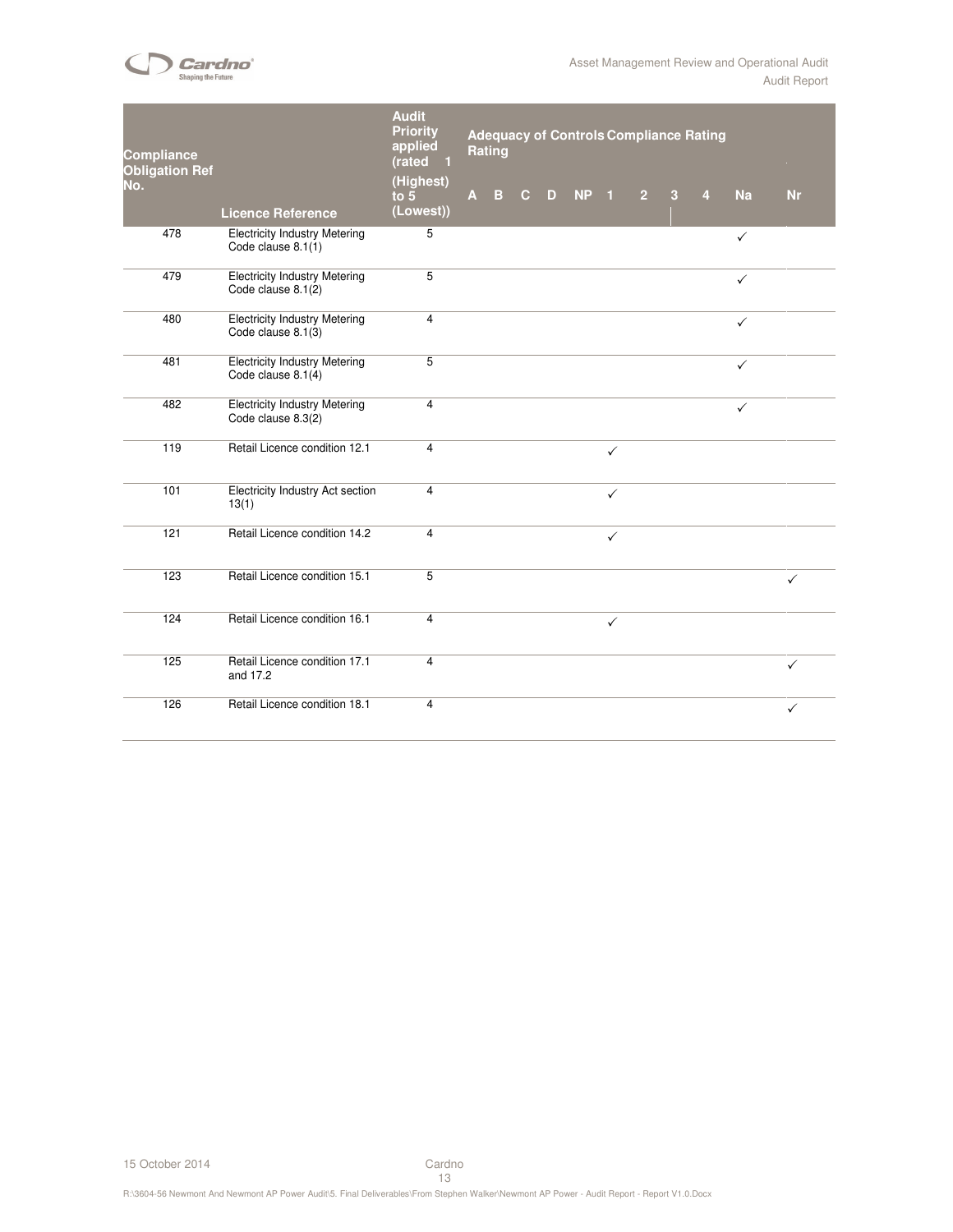| Compliance Obligation Ref No. | Licence Reference | Audit Priority applied (rated 1 (Highest) to 5 (Lowest)) | Adequacy of Controls Rating | | | | | Compliance Rating | | | | | |
|---|---|---|---|---|---|---|---|---|---|---|---|---|---|
| | | | A | B | C | D | NP | 1 | 2 | 3 | 4 | Na | Nr |
| 478 | Electricity Industry Metering Code clause 8.1(1) | 5 | | | | | | | | | | ✓ | |
| 479 | Electricity Industry Metering Code clause 8.1(2) | 5 | | | | | | | | | | ✓ | |
| 480 | Electricity Industry Metering Code clause 8.1(3) | 4 | | | | | | | | | | ✓ | |
| 481 | Electricity Industry Metering Code clause 8.1(4) | 5 | | | | | | | | | | ✓ | |
| 482 | Electricity Industry Metering Code clause 8.3(2) | 4 | | | | | | | | | | ✓ | |
| 119 | Retail Licence condition 12.1 | 4 | | | | | | ✓ | | | | | |
| 101 | Electricity Industry Act section 13(1) | 4 | | | | | | ✓ | | | | | |
| 121 | Retail Licence condition 14.2 | 4 | | | | | | ✓ | | | | | |
| 123 | Retail Licence condition 15.1 | 5 | | | | | | | | | | | ✓ |
| 124 | Retail Licence condition 16.1 | 4 | | | | | | ✓ | | | | | |
| 125 | Retail Licence condition 17.1 and 17.2 | 4 | | | | | | | | | | | ✓ |
| 126 | Retail Licence condition 18.1 | 4 | | | | | | | | | | | ✓ |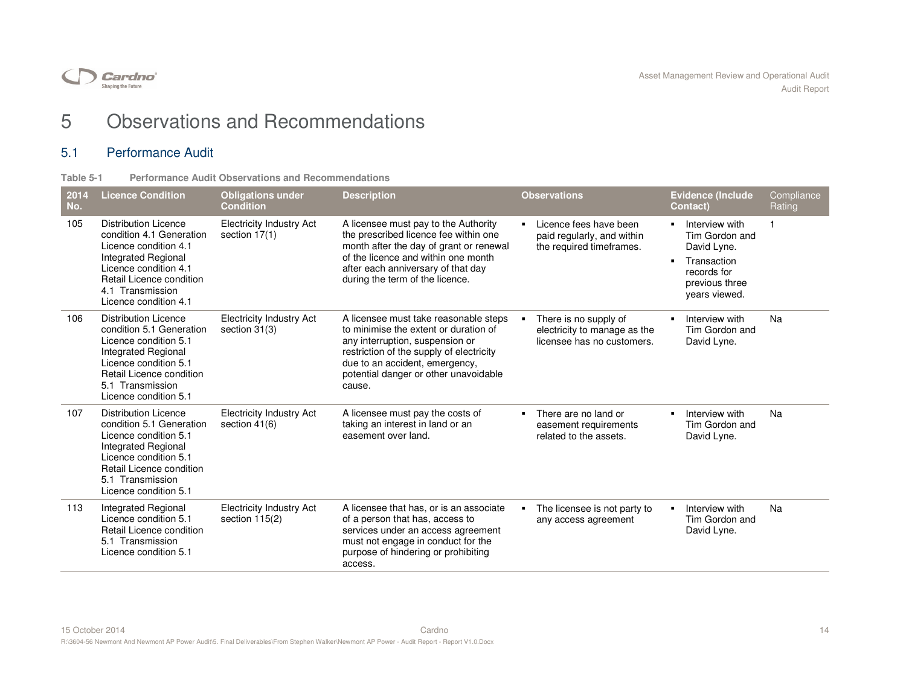# 5 Observations and Recommendations

## 5.1 Performance Audit

**Table 5-1 Performance Audit Observations and Recommendations**

| 2014 No. | Licence Condition | Obligations under Condition | Description | Observations | Evidence (Include Contact) | Compliance Rating |
|---|---|---|---|---|---|---|
| 105 | Distribution Licence condition 4.1 Generation Licence condition 4.1 Integrated Regional Licence condition 4.1 Retail Licence condition 4.1 Transmission Licence condition 4.1 | Electricity Industry Act section 17(1) | A licensee must pay to the Authority the prescribed licence fee within one month after the day of grant or renewal of the licence and within one month after each anniversary of that day during the term of the licence. | ▪ Licence fees have been paid regularly, and within the required timeframes. | ▪ Interview with Tim Gordon and David Lyne. ▪ Transaction records for previous three years viewed. | 1 |
| 106 | Distribution Licence condition 5.1 Generation Licence condition 5.1 Integrated Regional Licence condition 5.1 Retail Licence condition 5.1 Transmission Licence condition 5.1 | Electricity Industry Act section 31(3) | A licensee must take reasonable steps to minimise the extent or duration of any interruption, suspension or restriction of the supply of electricity due to an accident, emergency, potential danger or other unavoidable cause. | ▪ There is no supply of electricity to manage as the licensee has no customers. | ▪ Interview with Tim Gordon and David Lyne. | Na |
| 107 | Distribution Licence condition 5.1 Generation Licence condition 5.1 Integrated Regional Licence condition 5.1 Retail Licence condition 5.1 Transmission Licence condition 5.1 | Electricity Industry Act section 41(6) | A licensee must pay the costs of taking an interest in land or an easement over land. | ▪ There are no land or easement requirements related to the assets. | ▪ Interview with Tim Gordon and David Lyne. | Na |
| 113 | Integrated Regional Licence condition 5.1 Retail Licence condition 5.1 Transmission Licence condition 5.1 | Electricity Industry Act section 115(2) | A licensee that has, or is an associate of a person that has, access to services under an access agreement must not engage in conduct for the purpose of hindering or prohibiting access. | ▪ The licensee is not party to any access agreement | ▪ Interview with Tim Gordon and David Lyne. | Na |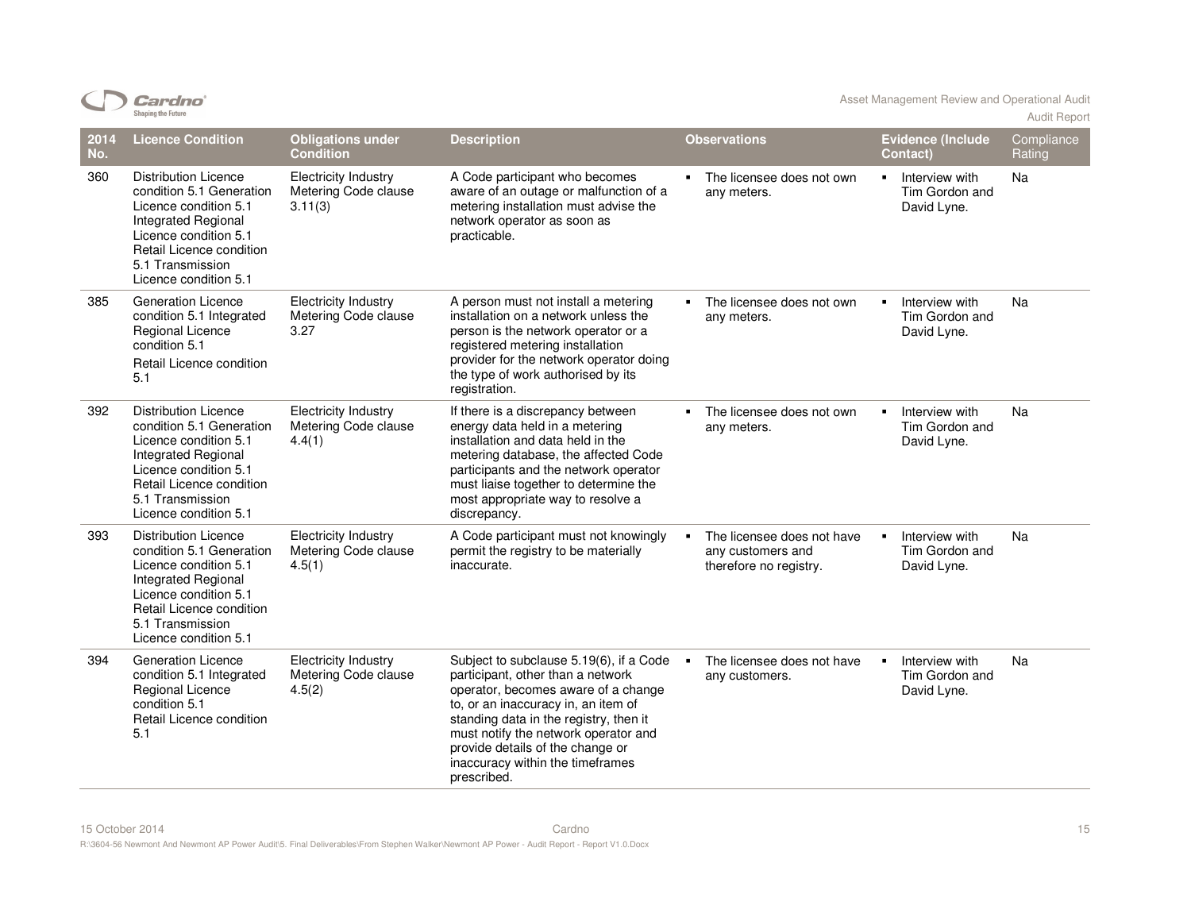| 2014 No. | Licence Condition | Obligations under Condition | Description | Observations | Evidence (Include Contact) | Compliance Rating |
|---|---|---|---|---|---|---|
| 360 | Distribution Licence condition 5.1 Generation Licence condition 5.1 Integrated Regional Licence condition 5.1 Retail Licence condition 5.1 Transmission Licence condition 5.1 | Electricity Industry Metering Code clause 3.11(3) | A Code participant who becomes aware of an outage or malfunction of a metering installation must advise the network operator as soon as practicable. | ▪ The licensee does not own any meters. | ▪ Interview with Tim Gordon and David Lyne. | Na |
| 385 | Generation Licence condition 5.1 Integrated Regional Licence condition 5.1<br>Retail Licence condition 5.1 | Electricity Industry Metering Code clause 3.27 | A person must not install a metering installation on a network unless the person is the network operator or a registered metering installation provider for the network operator doing the type of work authorised by its registration. | ▪ The licensee does not own any meters. | ▪ Interview with Tim Gordon and David Lyne. | Na |
| 392 | Distribution Licence condition 5.1 Generation Licence condition 5.1 Integrated Regional Licence condition 5.1 Retail Licence condition 5.1 Transmission Licence condition 5.1 | Electricity Industry Metering Code clause 4.4(1) | If there is a discrepancy between energy data held in a metering installation and data held in the metering database, the affected Code participants and the network operator must liaise together to determine the most appropriate way to resolve a discrepancy. | ▪ The licensee does not own any meters. | ▪ Interview with Tim Gordon and David Lyne. | Na |
| 393 | Distribution Licence condition 5.1 Generation Licence condition 5.1 Integrated Regional Licence condition 5.1 Retail Licence condition 5.1 Transmission Licence condition 5.1 | Electricity Industry Metering Code clause 4.5(1) | A Code participant must not knowingly permit the registry to be materially inaccurate. | ▪ The licensee does not have any customers and therefore no registry. | ▪ Interview with Tim Gordon and David Lyne. | Na |
| 394 | Generation Licence condition 5.1 Integrated Regional Licence condition 5.1<br>Retail Licence condition 5.1 | Electricity Industry Metering Code clause 4.5(2) | Subject to subclause 5.19(6), if a Code participant, other than a network operator, becomes aware of a change to, or an inaccuracy in, an item of standing data in the registry, then it must notify the network operator and provide details of the change or inaccuracy within the timeframes prescribed. | ▪ The licensee does not have any customers. | ▪ Interview with Tim Gordon and David Lyne. | Na |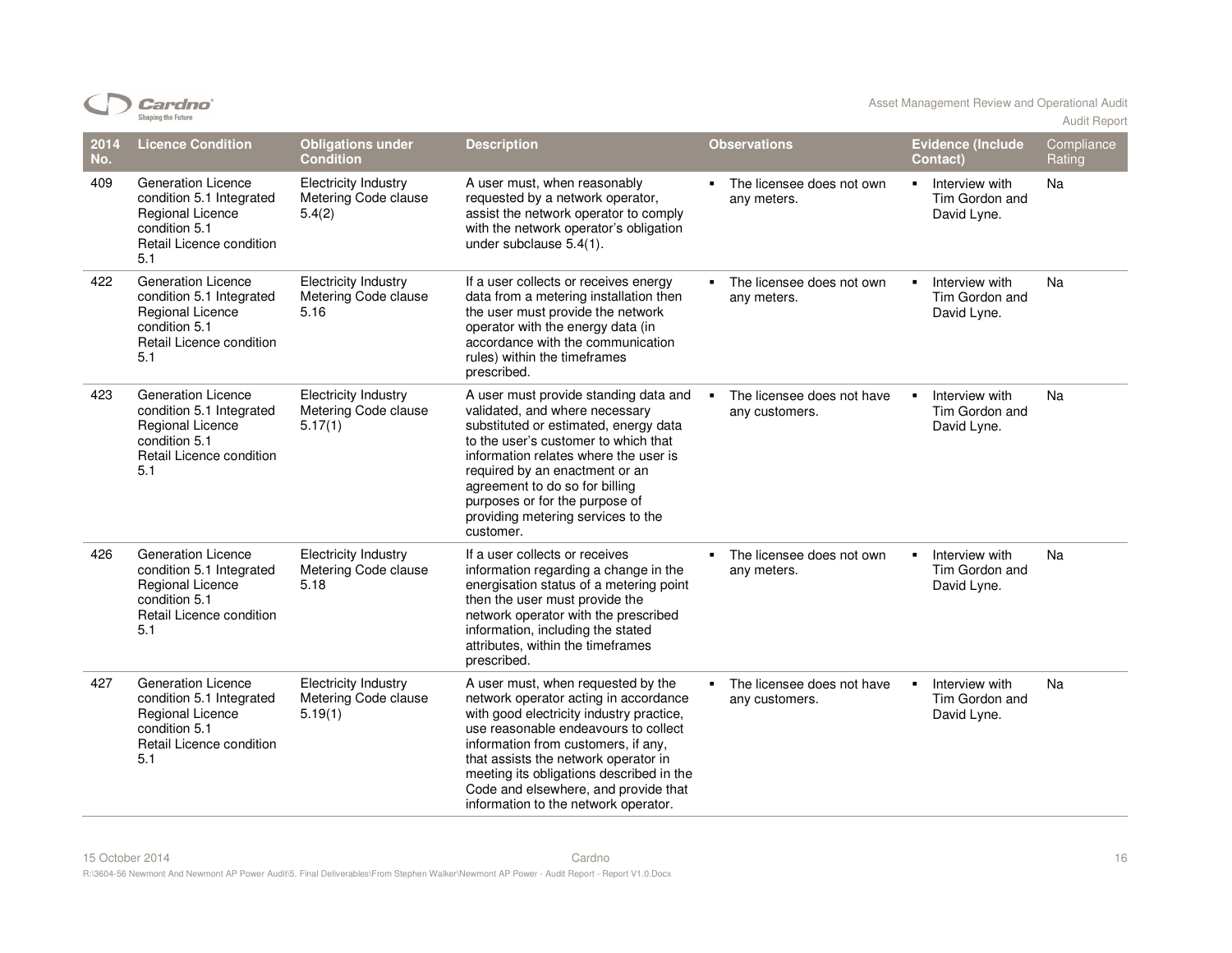| 2014 No. | Licence Condition | Obligations under Condition | Description | Observations | Evidence (Include Contact) | Compliance Rating |
|---|---|---|---|---|---|---|
| 409 | Generation Licence condition 5.1 Integrated Regional Licence condition 5.1 Retail Licence condition 5.1 | Electricity Industry Metering Code clause 5.4(2) | A user must, when reasonably requested by a network operator, assist the network operator to comply with the network operator's obligation under subclause 5.4(1). | ▪ The licensee does not own any meters. | ▪ Interview with Tim Gordon and David Lyne. | Na |
| 422 | Generation Licence condition 5.1 Integrated Regional Licence condition 5.1 Retail Licence condition 5.1 | Electricity Industry Metering Code clause 5.16 | If a user collects or receives energy data from a metering installation then the user must provide the network operator with the energy data (in accordance with the communication rules) within the timeframes prescribed. | ▪ The licensee does not own any meters. | ▪ Interview with Tim Gordon and David Lyne. | Na |
| 423 | Generation Licence condition 5.1 Integrated Regional Licence condition 5.1 Retail Licence condition 5.1 | Electricity Industry Metering Code clause 5.17(1) | A user must provide standing data and validated, and where necessary substituted or estimated, energy data to the user's customer to which that information relates where the user is required by an enactment or an agreement to do so for billing purposes or for the purpose of providing metering services to the customer. | ▪ The licensee does not have any customers. | ▪ Interview with Tim Gordon and David Lyne. | Na |
| 426 | Generation Licence condition 5.1 Integrated Regional Licence condition 5.1 Retail Licence condition 5.1 | Electricity Industry Metering Code clause 5.18 | If a user collects or receives information regarding a change in the energisation status of a metering point then the user must provide the network operator with the prescribed information, including the stated attributes, within the timeframes prescribed. | ▪ The licensee does not own any meters. | ▪ Interview with Tim Gordon and David Lyne. | Na |
| 427 | Generation Licence condition 5.1 Integrated Regional Licence condition 5.1 Retail Licence condition 5.1 | Electricity Industry Metering Code clause 5.19(1) | A user must, when requested by the network operator acting in accordance with good electricity industry practice, use reasonable endeavours to collect information from customers, if any, that assists the network operator in meeting its obligations described in the Code and elsewhere, and provide that information to the network operator. | ▪ The licensee does not have any customers. | ▪ Interview with Tim Gordon and David Lyne. | Na |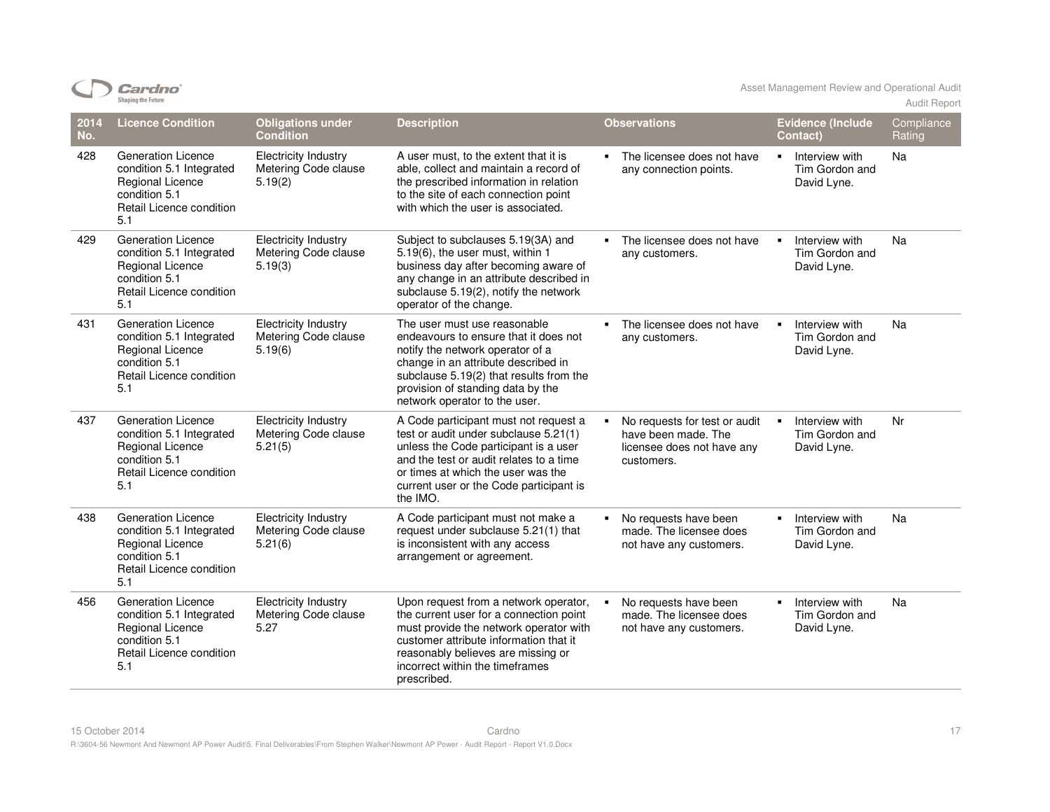| 2014 No. | Licence Condition | Obligations under Condition | Description | Observations | Evidence (Include Contact) | Compliance Rating |
|---|---|---|---|---|---|---|
| 428 | Generation Licence condition 5.1 Integrated Regional Licence condition 5.1 Retail Licence condition 5.1 | Electricity Industry Metering Code clause 5.19(2) | A user must, to the extent that it is able, collect and maintain a record of the prescribed information in relation to the site of each connection point with which the user is associated. | ▪ The licensee does not have any connection points. | ▪ Interview with Tim Gordon and David Lyne. | Na |
| 429 | Generation Licence condition 5.1 Integrated Regional Licence condition 5.1 Retail Licence condition 5.1 | Electricity Industry Metering Code clause 5.19(3) | Subject to subclauses 5.19(3A) and 5.19(6), the user must, within 1 business day after becoming aware of any change in an attribute described in subclause 5.19(2), notify the network operator of the change. | ▪ The licensee does not have any customers. | ▪ Interview with Tim Gordon and David Lyne. | Na |
| 431 | Generation Licence condition 5.1 Integrated Regional Licence condition 5.1 Retail Licence condition 5.1 | Electricity Industry Metering Code clause 5.19(6) | The user must use reasonable endeavours to ensure that it does not notify the network operator of a change in an attribute described in subclause 5.19(2) that results from the provision of standing data by the network operator to the user. | ▪ The licensee does not have any customers. | ▪ Interview with Tim Gordon and David Lyne. | Na |
| 437 | Generation Licence condition 5.1 Integrated Regional Licence condition 5.1 Retail Licence condition 5.1 | Electricity Industry Metering Code clause 5.21(5) | A Code participant must not request a test or audit under subclause 5.21(1) unless the Code participant is a user and the test or audit relates to a time or times at which the user was the current user or the Code participant is the IMO. | ▪ No requests for test or audit have been made. The licensee does not have any customers. | ▪ Interview with Tim Gordon and David Lyne. | Nr |
| 438 | Generation Licence condition 5.1 Integrated Regional Licence condition 5.1 Retail Licence condition 5.1 | Electricity Industry Metering Code clause 5.21(6) | A Code participant must not make a request under subclause 5.21(1) that is inconsistent with any access arrangement or agreement. | ▪ No requests have been made. The licensee does not have any customers. | ▪ Interview with Tim Gordon and David Lyne. | Na |
| 456 | Generation Licence condition 5.1 Integrated Regional Licence condition 5.1 Retail Licence condition 5.1 | Electricity Industry Metering Code clause 5.27 | Upon request from a network operator, the current user for a connection point must provide the network operator with customer attribute information that it reasonably believes are missing or incorrect within the timeframes prescribed. | ▪ No requests have been made. The licensee does not have any customers. | ▪ Interview with Tim Gordon and David Lyne. | Na |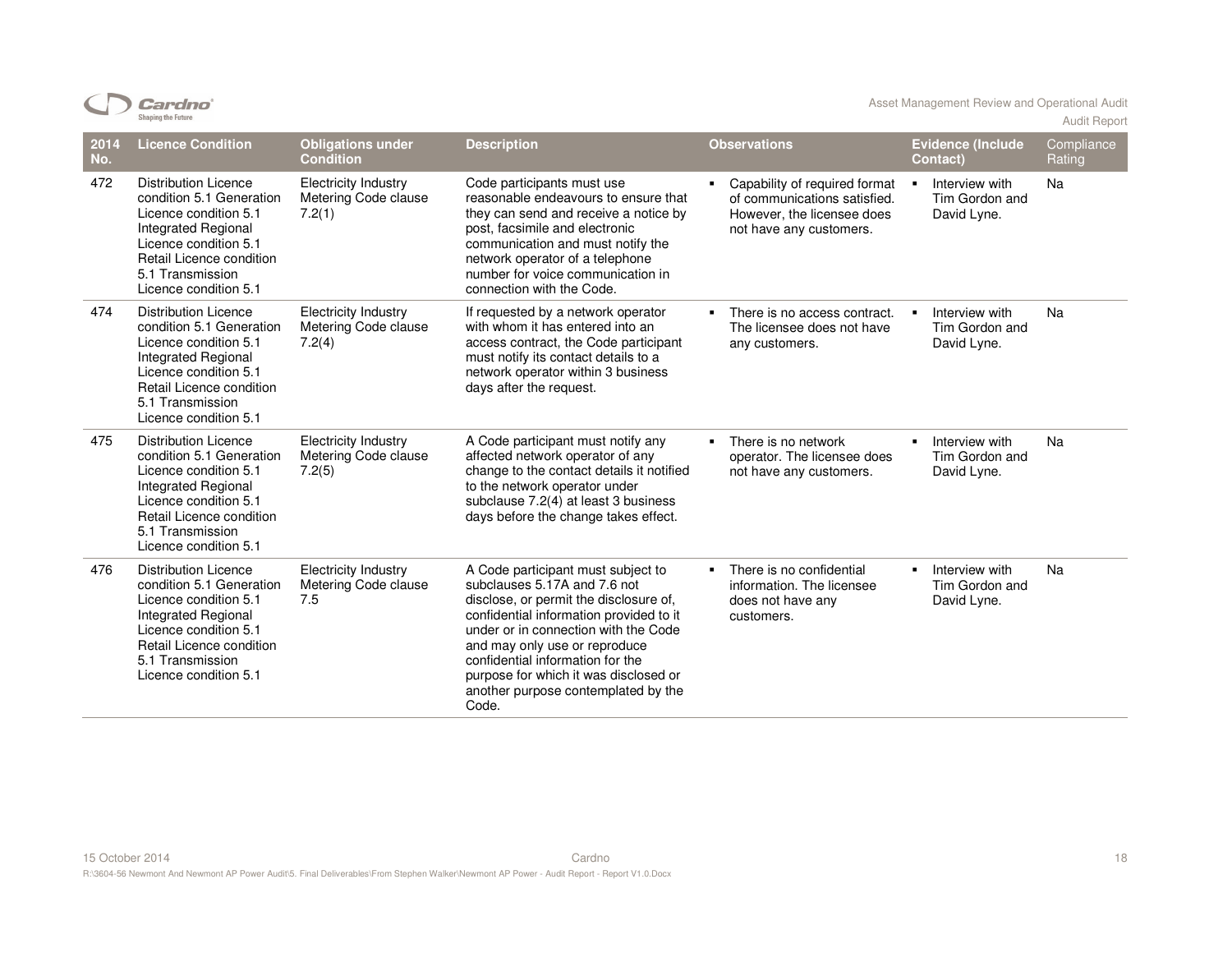| 2014 No. | Licence Condition | Obligations under Condition | Description | Observations | Evidence (Include Contact) | Compliance Rating |
|---|---|---|---|---|---|---|
| 472 | Distribution Licence condition 5.1 Generation Licence condition 5.1 Integrated Regional Licence condition 5.1 Retail Licence condition 5.1 Transmission Licence condition 5.1 | Electricity Industry Metering Code clause 7.2(1) | Code participants must use reasonable endeavours to ensure that they can send and receive a notice by post, facsimile and electronic communication and must notify the network operator of a telephone number for voice communication in connection with the Code. | ▪ Capability of required format of communications satisfied. However, the licensee does not have any customers. | ▪ Interview with Tim Gordon and David Lyne. | Na |
| 474 | Distribution Licence condition 5.1 Generation Licence condition 5.1 Integrated Regional Licence condition 5.1 Retail Licence condition 5.1 Transmission Licence condition 5.1 | Electricity Industry Metering Code clause 7.2(4) | If requested by a network operator with whom it has entered into an access contract, the Code participant must notify its contact details to a network operator within 3 business days after the request. | ▪ There is no access contract. The licensee does not have any customers. | ▪ Interview with Tim Gordon and David Lyne. | Na |
| 475 | Distribution Licence condition 5.1 Generation Licence condition 5.1 Integrated Regional Licence condition 5.1 Retail Licence condition 5.1 Transmission Licence condition 5.1 | Electricity Industry Metering Code clause 7.2(5) | A Code participant must notify any affected network operator of any change to the contact details it notified to the network operator under subclause 7.2(4) at least 3 business days before the change takes effect. | ▪ There is no network operator. The licensee does not have any customers. | ▪ Interview with Tim Gordon and David Lyne. | Na |
| 476 | Distribution Licence condition 5.1 Generation Licence condition 5.1 Integrated Regional Licence condition 5.1 Retail Licence condition 5.1 Transmission Licence condition 5.1 | Electricity Industry Metering Code clause 7.5 | A Code participant must subject to subclauses 5.17A and 7.6 not disclose, or permit the disclosure of, confidential information provided to it under or in connection with the Code and may only use or reproduce confidential information for the purpose for which it was disclosed or another purpose contemplated by the Code. | ▪ There is no confidential information. The licensee does not have any customers. | ▪ Interview with Tim Gordon and David Lyne. | Na |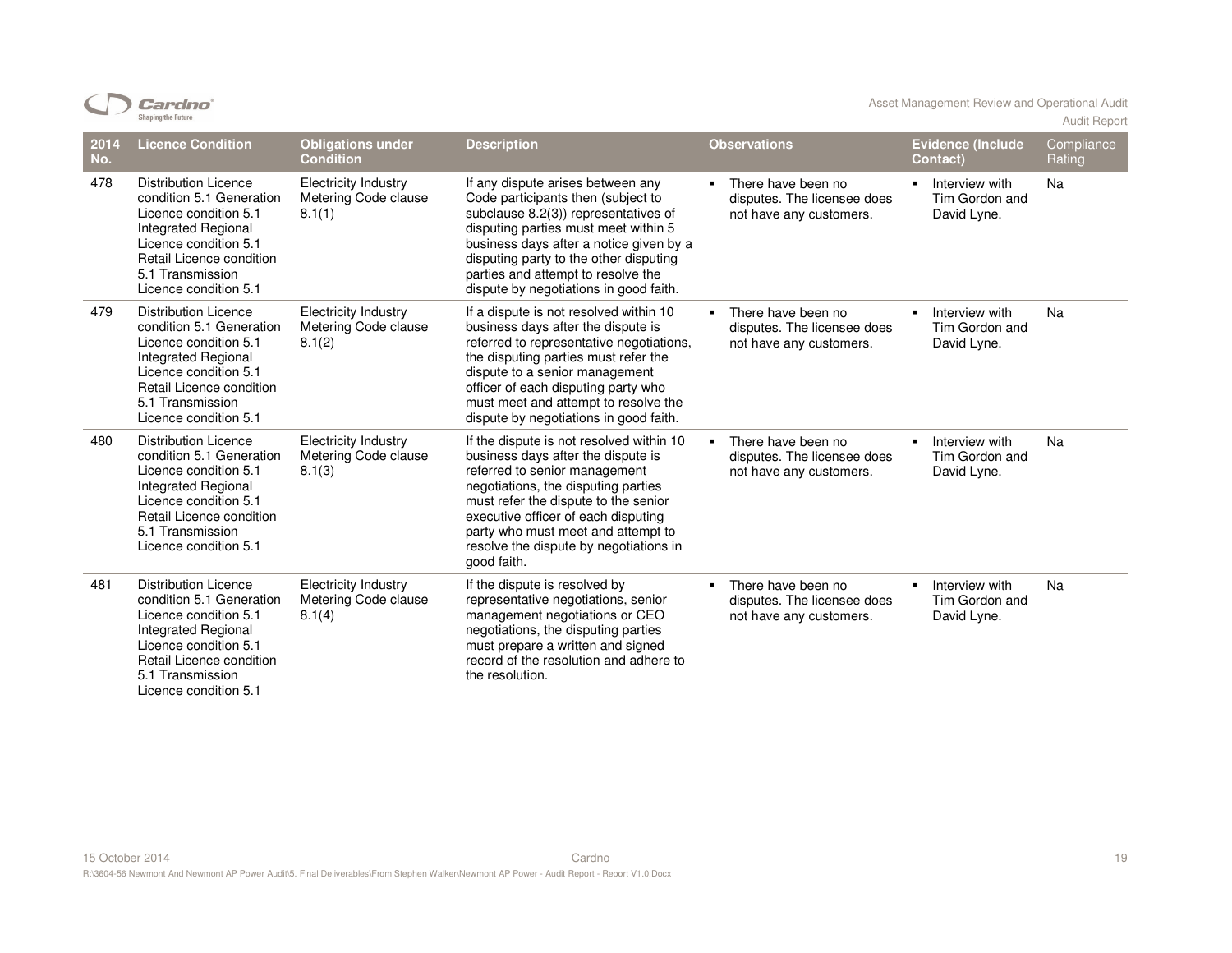| 2014 No. | Licence Condition | Obligations under Condition | Description | Observations | Evidence (Include Contact) | Compliance Rating |
|---|---|---|---|---|---|---|
| 478 | Distribution Licence condition 5.1 Generation Licence condition 5.1 Integrated Regional Licence condition 5.1 Retail Licence condition 5.1 Transmission Licence condition 5.1 | Electricity Industry Metering Code clause 8.1(1) | If any dispute arises between any Code participants then (subject to subclause 8.2(3)) representatives of disputing parties must meet within 5 business days after a notice given by a disputing party to the other disputing parties and attempt to resolve the dispute by negotiations in good faith. | ▪ There have been no disputes. The licensee does not have any customers. | ▪ Interview with Tim Gordon and David Lyne. | Na |
| 479 | Distribution Licence condition 5.1 Generation Licence condition 5.1 Integrated Regional Licence condition 5.1 Retail Licence condition 5.1 Transmission Licence condition 5.1 | Electricity Industry Metering Code clause 8.1(2) | If a dispute is not resolved within 10 business days after the dispute is referred to representative negotiations, the disputing parties must refer the dispute to a senior management officer of each disputing party who must meet and attempt to resolve the dispute by negotiations in good faith. | ▪ There have been no disputes. The licensee does not have any customers. | ▪ Interview with Tim Gordon and David Lyne. | Na |
| 480 | Distribution Licence condition 5.1 Generation Licence condition 5.1 Integrated Regional Licence condition 5.1 Retail Licence condition 5.1 Transmission Licence condition 5.1 | Electricity Industry Metering Code clause 8.1(3) | If the dispute is not resolved within 10 business days after the dispute is referred to senior management negotiations, the disputing parties must refer the dispute to the senior executive officer of each disputing party who must meet and attempt to resolve the dispute by negotiations in good faith. | ▪ There have been no disputes. The licensee does not have any customers. | ▪ Interview with Tim Gordon and David Lyne. | Na |
| 481 | Distribution Licence condition 5.1 Generation Licence condition 5.1 Integrated Regional Licence condition 5.1 Retail Licence condition 5.1 Transmission Licence condition 5.1 | Electricity Industry Metering Code clause 8.1(4) | If the dispute is resolved by representative negotiations, senior management negotiations or CEO negotiations, the disputing parties must prepare a written and signed record of the resolution and adhere to the resolution. | ▪ There have been no disputes. The licensee does not have any customers. | ▪ Interview with Tim Gordon and David Lyne. | Na |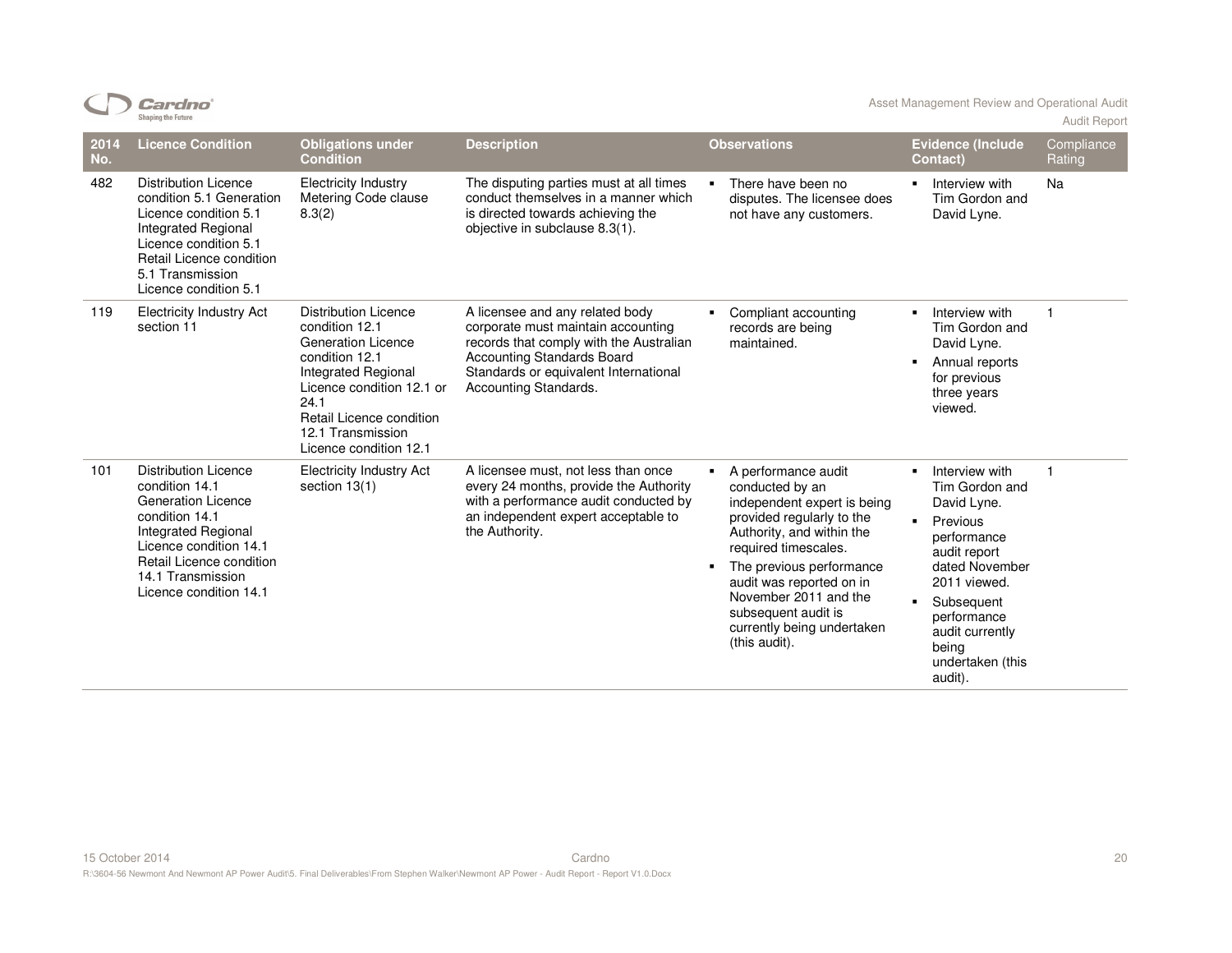| 2014 No. | Licence Condition | Obligations under Condition | Description | Observations | Evidence (Include Contact) | Compliance Rating |
|---|---|---|---|---|---|---|
| 482 | Distribution Licence condition 5.1 Generation Licence condition 5.1 Integrated Regional Licence condition 5.1 Retail Licence condition 5.1 Transmission Licence condition 5.1 | Electricity Industry Metering Code clause 8.3(2) | The disputing parties must at all times conduct themselves in a manner which is directed towards achieving the objective in subclause 8.3(1). | ▪ There have been no disputes. The licensee does not have any customers. | ▪ Interview with Tim Gordon and David Lyne. | Na |
| 119 | Electricity Industry Act section 11 | Distribution Licence condition 12.1 Generation Licence condition 12.1 Integrated Regional Licence condition 12.1 or 24.1 Retail Licence condition 12.1 Transmission Licence condition 12.1 | A licensee and any related body corporate must maintain accounting records that comply with the Australian Accounting Standards Board Standards or equivalent International Accounting Standards. | ▪ Compliant accounting records are being maintained. | ▪ Interview with Tim Gordon and David Lyne.<br>▪ Annual reports for previous three years viewed. | 1 |
| 101 | Distribution Licence condition 14.1 Generation Licence condition 14.1 Integrated Regional Licence condition 14.1 Retail Licence condition 14.1 Transmission Licence condition 14.1 | Electricity Industry Act section 13(1) | A licensee must, not less than once every 24 months, provide the Authority with a performance audit conducted by an independent expert acceptable to the Authority. | ▪ A performance audit conducted by an independent expert is being provided regularly to the Authority, and within the required timescales.<br>▪ The previous performance audit was reported on in November 2011 and the subsequent audit is currently being undertaken (this audit). | ▪ Interview with Tim Gordon and David Lyne.<br>▪ Previous performance audit report dated November 2011 viewed.<br>▪ Subsequent performance audit currently being undertaken (this audit). | 1 |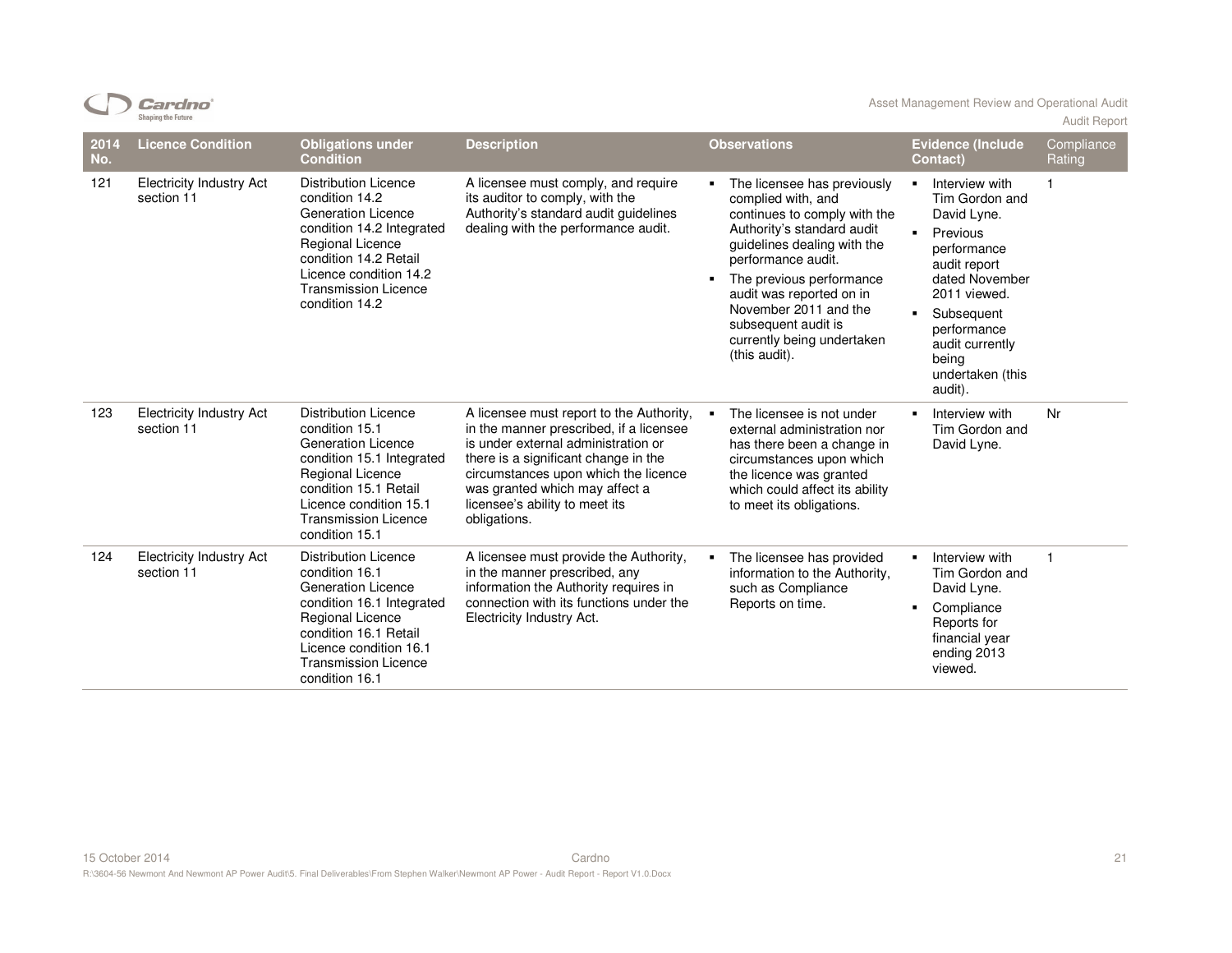| 2014 No. | Licence Condition | Obligations under Condition | Description | Observations | Evidence (Include Contact) | Compliance Rating |
|---|---|---|---|---|---|---|
| 121 | Electricity Industry Act section 11 | Distribution Licence condition 14.2 Generation Licence condition 14.2 Integrated Regional Licence condition 14.2 Retail Licence condition 14.2 Transmission Licence condition 14.2 | A licensee must comply, and require its auditor to comply, with the Authority's standard audit guidelines dealing with the performance audit. | ▪ The licensee has previously complied with, and continues to comply with the Authority's standard audit guidelines dealing with the performance audit. ▪ The previous performance audit was reported on in November 2011 and the subsequent audit is currently being undertaken (this audit). | ▪ Interview with Tim Gordon and David Lyne. ▪ Previous performance audit report dated November 2011 viewed. ▪ Subsequent performance audit currently being undertaken (this audit). | 1 |
| 123 | Electricity Industry Act section 11 | Distribution Licence condition 15.1 Generation Licence condition 15.1 Integrated Regional Licence condition 15.1 Retail Licence condition 15.1 Transmission Licence condition 15.1 | A licensee must report to the Authority, in the manner prescribed, if a licensee is under external administration or there is a significant change in the circumstances upon which the licence was granted which may affect a licensee's ability to meet its obligations. | ▪ The licensee is not under external administration nor has there been a change in circumstances upon which the licence was granted which could affect its ability to meet its obligations. | ▪ Interview with Tim Gordon and David Lyne. | Nr |
| 124 | Electricity Industry Act section 11 | Distribution Licence condition 16.1 Generation Licence condition 16.1 Integrated Regional Licence condition 16.1 Retail Licence condition 16.1 Transmission Licence condition 16.1 | A licensee must provide the Authority, in the manner prescribed, any information the Authority requires in connection with its functions under the Electricity Industry Act. | ▪ The licensee has provided information to the Authority, such as Compliance Reports on time. | ▪ Interview with Tim Gordon and David Lyne. ▪ Compliance Reports for financial year ending 2013 viewed. | 1 |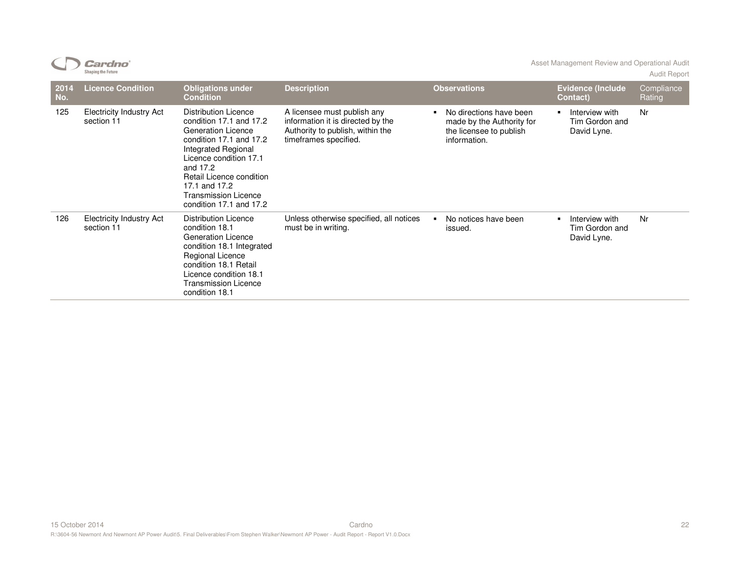| 2014 No. | Licence Condition | Obligations under Condition | Description | Observations | Evidence (Include Contact) | Compliance Rating |
|---|---|---|---|---|---|---|
| 125 | Electricity Industry Act section 11 | Distribution Licence condition 17.1 and 17.2 Generation Licence condition 17.1 and 17.2 Integrated Regional Licence condition 17.1 and 17.2 Retail Licence condition 17.1 and 17.2 Transmission Licence condition 17.1 and 17.2 | A licensee must publish any information it is directed by the Authority to publish, within the timeframes specified. | ▪ No directions have been made by the Authority for the licensee to publish information. | ▪ Interview with Tim Gordon and David Lyne. | Nr |
| 126 | Electricity Industry Act section 11 | Distribution Licence condition 18.1 Generation Licence condition 18.1 Integrated Regional Licence condition 18.1 Retail Licence condition 18.1 Transmission Licence condition 18.1 | Unless otherwise specified, all notices must be in writing. | ▪ No notices have been issued. | ▪ Interview with Tim Gordon and David Lyne. | Nr |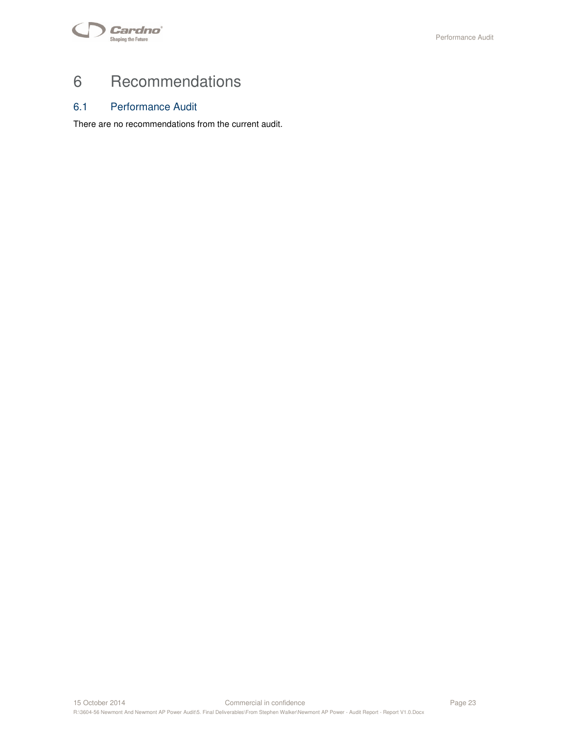# 6 Recommendations

## 6.1 Performance Audit

There are no recommendations from the current audit.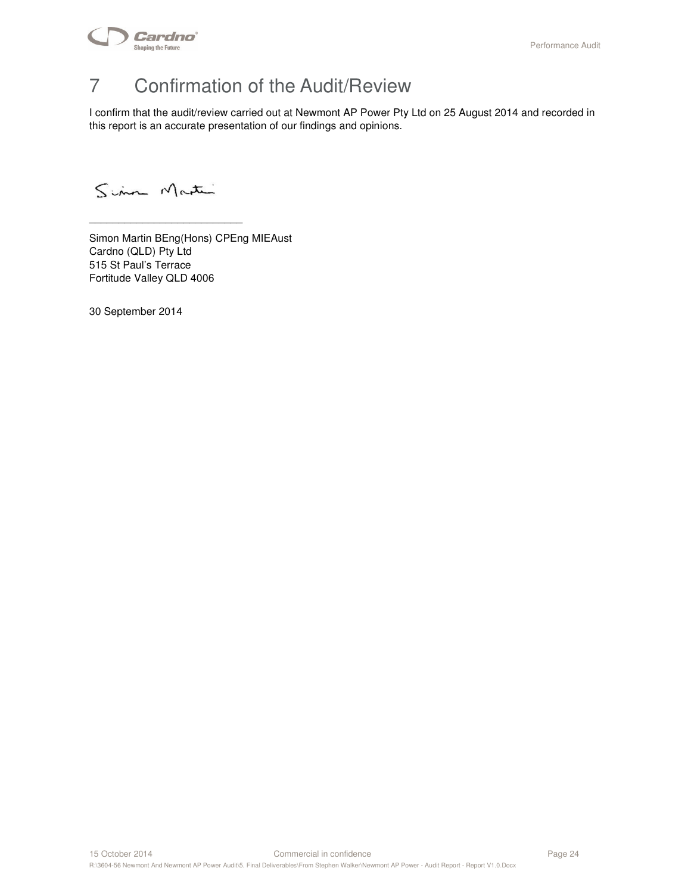# 7 Confirmation of the Audit/Review

I confirm that the audit/review carried out at Newmont AP Power Pty Ltd on 25 August 2014 and recorded in this report is an accurate presentation of our findings and opinions.

Simon Martin

___________________________

Simon Martin BEng(Hons) CPEng MIEAust
Cardno (QLD) Pty Ltd
515 St Paul's Terrace
Fortitude Valley QLD 4006

30 September 2014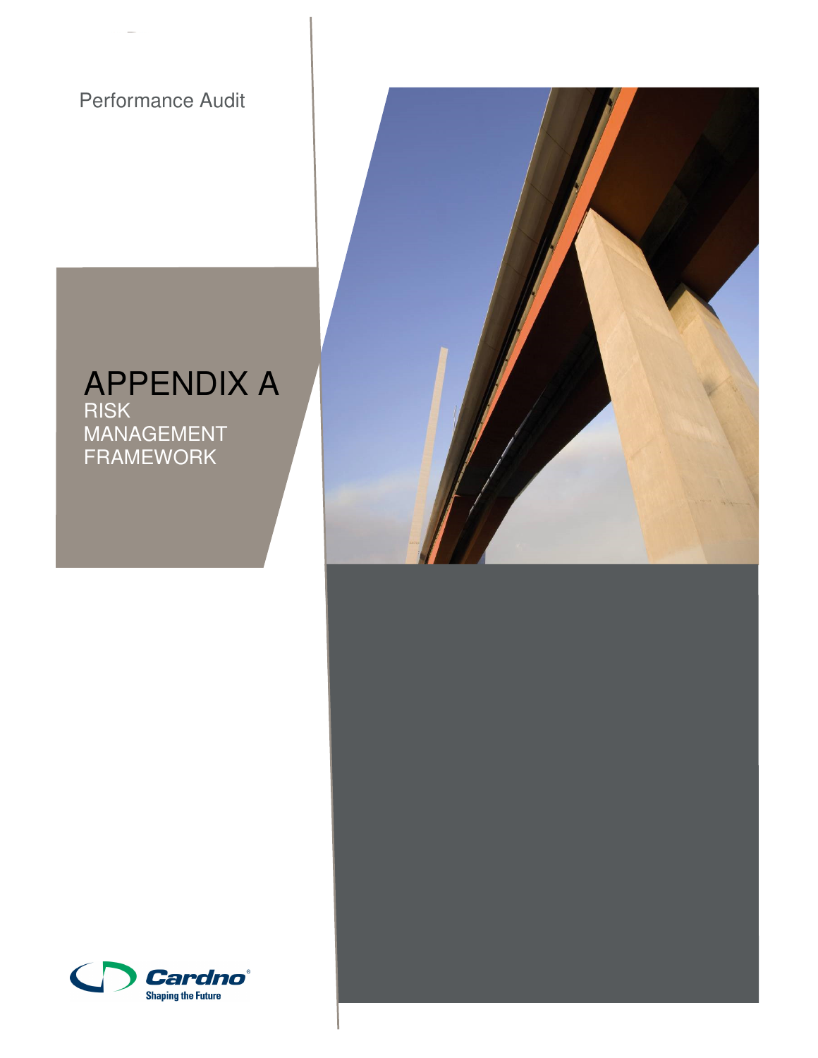Performance Audit

# APPENDIX A
RISK MANAGEMENT FRAMEWORK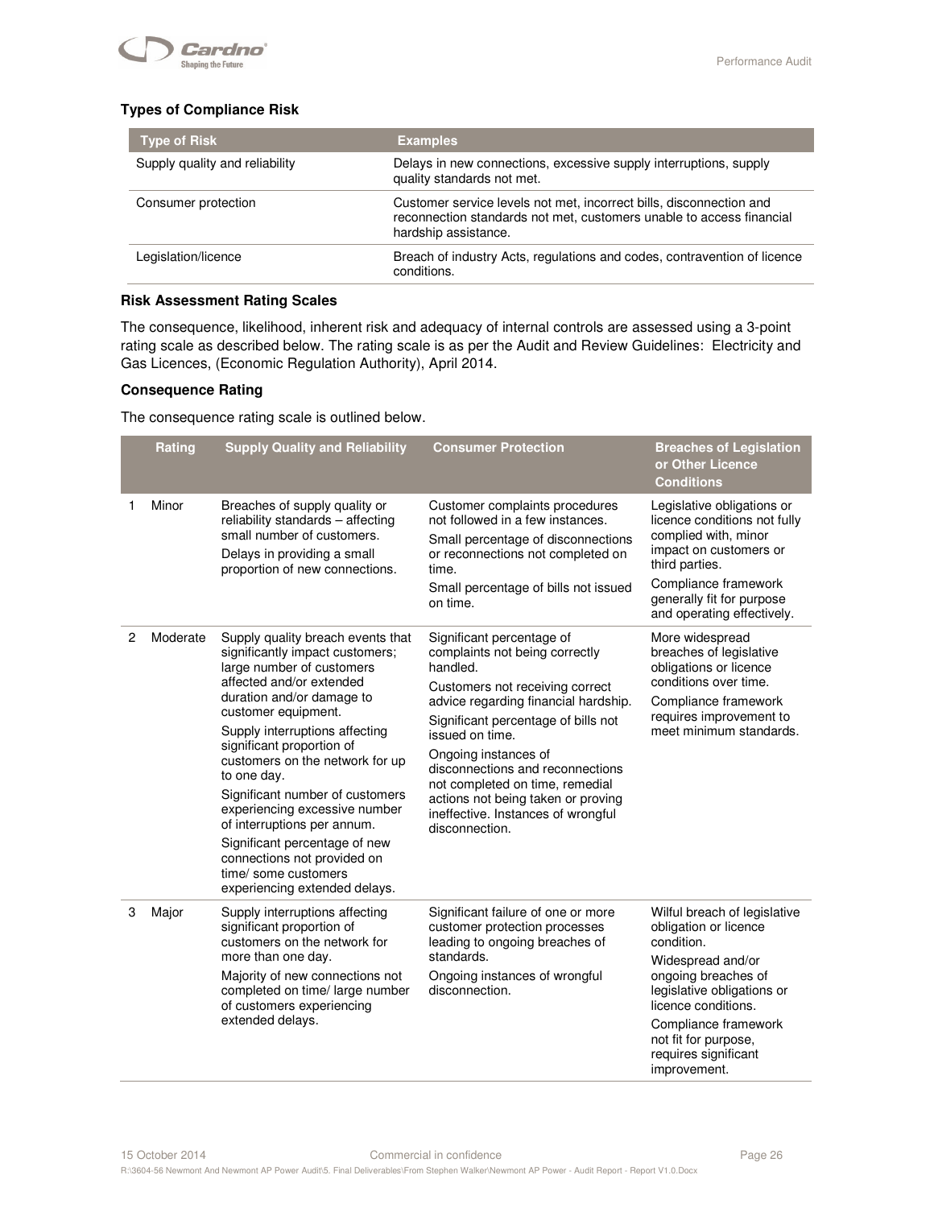### Types of Compliance Risk

| Type of Risk | Examples |
|---|---|
| Supply quality and reliability | Delays in new connections, excessive supply interruptions, supply quality standards not met. |
| Consumer protection | Customer service levels not met, incorrect bills, disconnection and reconnection standards not met, customers unable to access financial hardship assistance. |
| Legislation/licence | Breach of industry Acts, regulations and codes, contravention of licence conditions. |

### Risk Assessment Rating Scales

The consequence, likelihood, inherent risk and adequacy of internal controls are assessed using a 3-point rating scale as described below. The rating scale is as per the Audit and Review Guidelines: Electricity and Gas Licences, (Economic Regulation Authority), April 2014.

### Consequence Rating

The consequence rating scale is outlined below.

| | Rating | Supply Quality and Reliability | Consumer Protection | Breaches of Legislation or Other Licence Conditions |
|---|---|---|---|---|
| 1 | Minor | Breaches of supply quality or reliability standards – affecting small number of customers.<br>Delays in providing a small proportion of new connections. | Customer complaints procedures not followed in a few instances.<br>Small percentage of disconnections or reconnections not completed on time.<br>Small percentage of bills not issued on time. | Legislative obligations or licence conditions not fully complied with, minor impact on customers or third parties.<br>Compliance framework generally fit for purpose and operating effectively. |
| 2 | Moderate | Supply quality breach events that significantly impact customers; large number of customers affected and/or extended duration and/or damage to customer equipment.<br>Supply interruptions affecting significant proportion of customers on the network for up to one day.<br>Significant number of customers experiencing excessive number of interruptions per annum.<br>Significant percentage of new connections not provided on time/ some customers experiencing extended delays. | Significant percentage of complaints not being correctly handled.<br>Customers not receiving correct advice regarding financial hardship.<br>Significant percentage of bills not issued on time.<br>Ongoing instances of disconnections and reconnections not completed on time, remedial actions not being taken or proving ineffective. Instances of wrongful disconnection. | More widespread breaches of legislative obligations or licence conditions over time.<br>Compliance framework requires improvement to meet minimum standards. |
| 3 | Major | Supply interruptions affecting significant proportion of customers on the network for more than one day.<br>Majority of new connections not completed on time/ large number of customers experiencing extended delays. | Significant failure of one or more customer protection processes leading to ongoing breaches of standards.<br>Ongoing instances of wrongful disconnection. | Wilful breach of legislative obligation or licence condition.<br>Widespread and/or ongoing breaches of legislative obligations or licence conditions.<br>Compliance framework not fit for purpose, requires significant improvement. |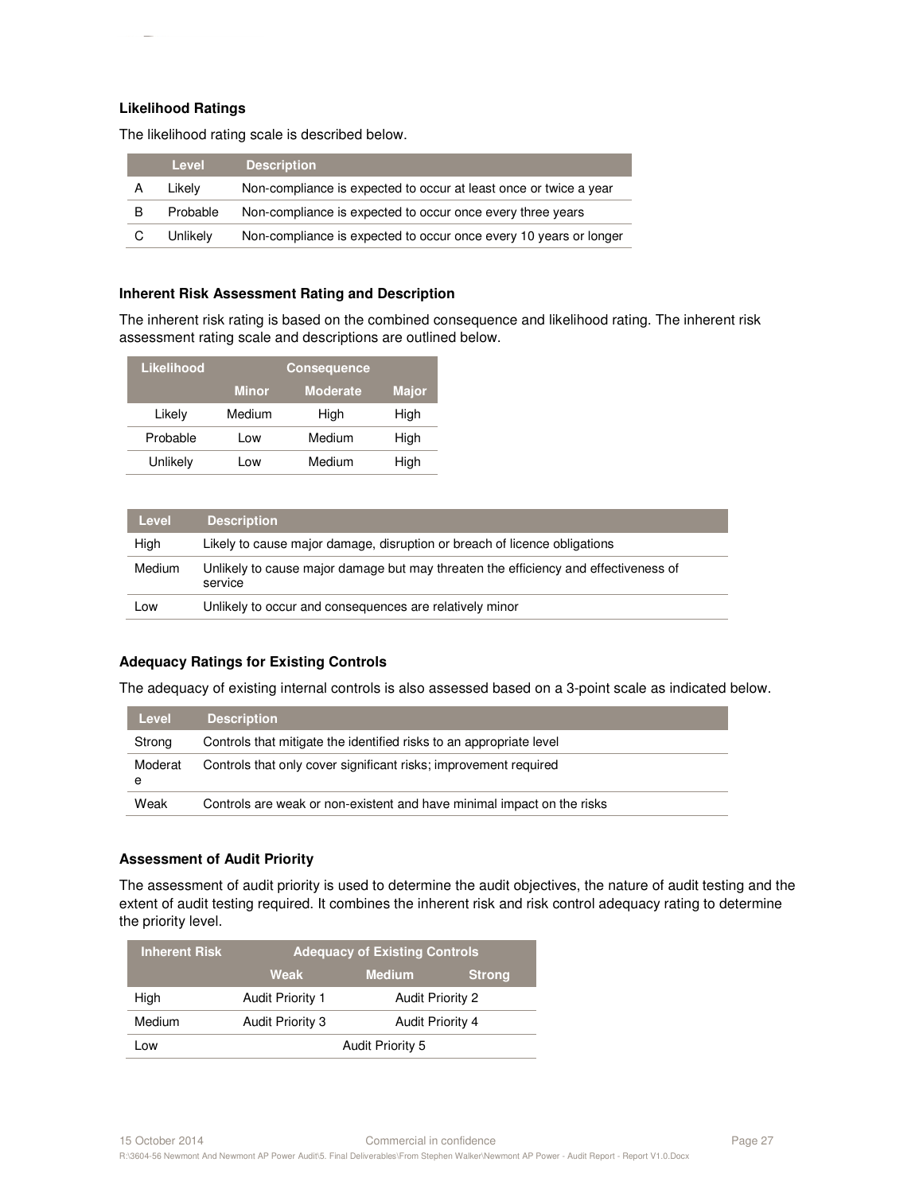**Likelihood Ratings**

The likelihood rating scale is described below.

| | Level | Description |
|---|---|---|
| A | Likely | Non-compliance is expected to occur at least once or twice a year |
| B | Probable | Non-compliance is expected to occur once every three years |
| C | Unlikely | Non-compliance is expected to occur once every 10 years or longer |

**Inherent Risk Assessment Rating and Description**

The inherent risk rating is based on the combined consequence and likelihood rating. The inherent risk assessment rating scale and descriptions are outlined below.

| Likelihood | Consequence | | |
|---|---|---|---|
| | Minor | Moderate | Major |
| Likely | Medium | High | High |
| Probable | Low | Medium | High |
| Unlikely | Low | Medium | High |

| Level | Description |
|---|---|
| High | Likely to cause major damage, disruption or breach of licence obligations |
| Medium | Unlikely to cause major damage but may threaten the efficiency and effectiveness of service |
| Low | Unlikely to occur and consequences are relatively minor |

**Adequacy Ratings for Existing Controls**

The adequacy of existing internal controls is also assessed based on a 3-point scale as indicated below.

| Level | Description |
|---|---|
| Strong | Controls that mitigate the identified risks to an appropriate level |
| Moderate | Controls that only cover significant risks; improvement required |
| Weak | Controls are weak or non-existent and have minimal impact on the risks |

**Assessment of Audit Priority**

The assessment of audit priority is used to determine the audit objectives, the nature of audit testing and the extent of audit testing required. It combines the inherent risk and risk control adequacy rating to determine the priority level.

| Inherent Risk | Adequacy of Existing Controls | | |
|---|---|---|---|
| | Weak | Medium | Strong |
| High | Audit Priority 1 | Audit Priority 2 | |
| Medium | Audit Priority 3 | Audit Priority 4 | |
| Low | Audit Priority 5 | | |